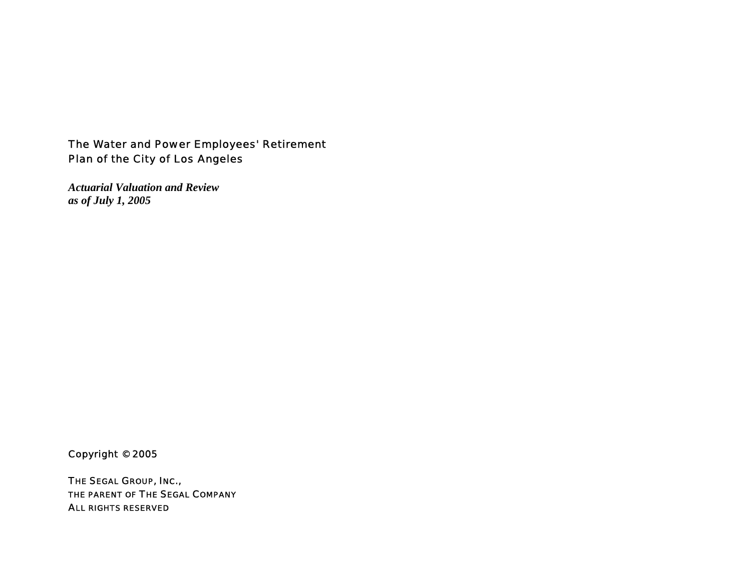# The Water and Power Employees' Retirement Plan of the City of Los Angeles

***Actuarial Valuation and Review as of July 1, 2005***

Copyright © 2005

THE SEGAL GROUP, INC.,
THE PARENT OF THE SEGAL COMPANY
ALL RIGHTS RESERVED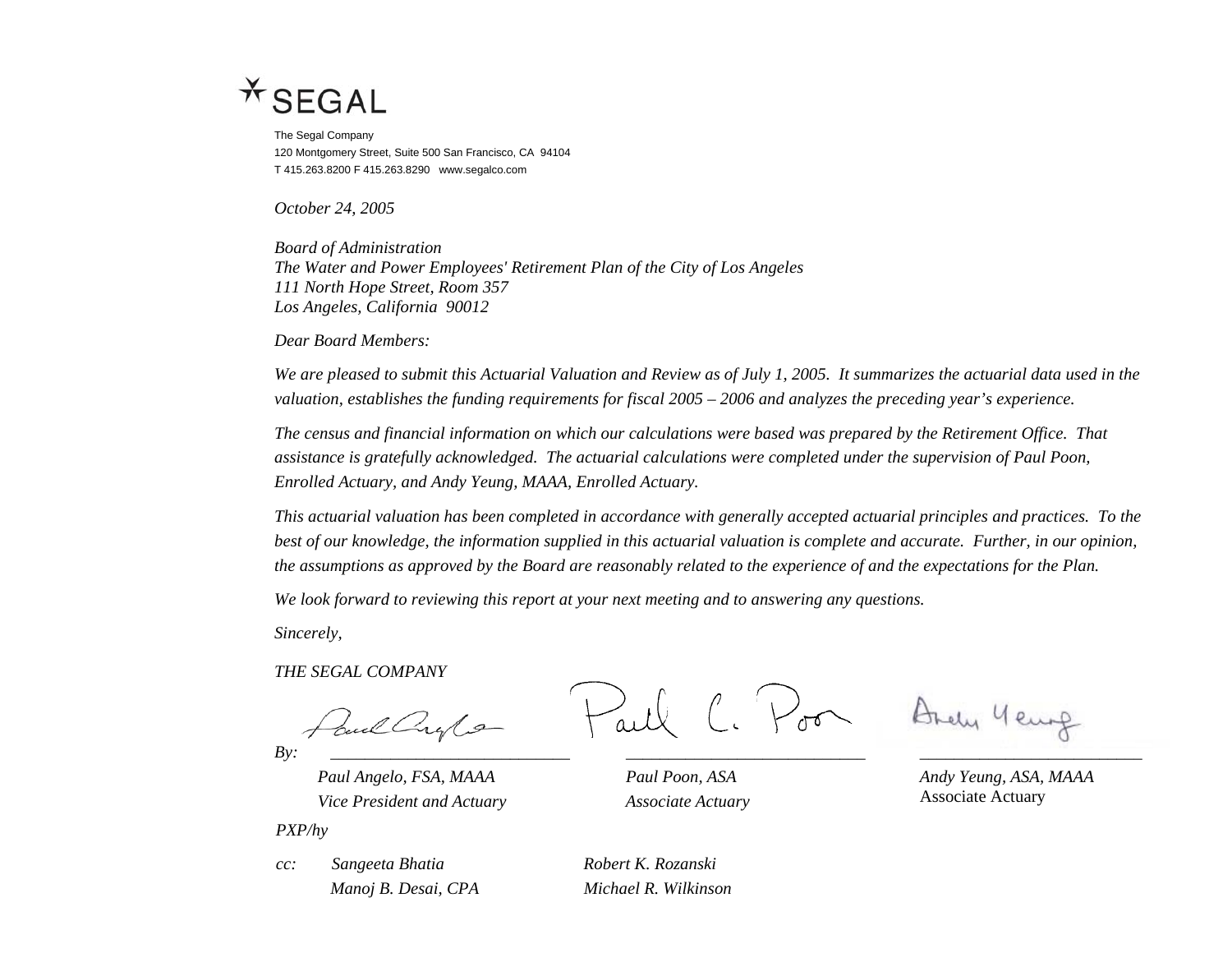SEGAL

The Segal Company
120 Montgomery Street, Suite 500 San Francisco, CA 94104
T 415.263.8200 F 415.263.8290 www.segalco.com

*October 24, 2005*

*Board of Administration*
*The Water and Power Employees' Retirement Plan of the City of Los Angeles*
*111 North Hope Street, Room 357*
*Los Angeles, California 90012*

*Dear Board Members:*

*We are pleased to submit this Actuarial Valuation and Review as of July 1, 2005. It summarizes the actuarial data used in the valuation, establishes the funding requirements for fiscal 2005 – 2006 and analyzes the preceding year's experience.*

*The census and financial information on which our calculations were based was prepared by the Retirement Office. That assistance is gratefully acknowledged. The actuarial calculations were completed under the supervision of Paul Poon, Enrolled Actuary, and Andy Yeung, MAAA, Enrolled Actuary.*

*This actuarial valuation has been completed in accordance with generally accepted actuarial principles and practices. To the best of our knowledge, the information supplied in this actuarial valuation is complete and accurate. Further, in our opinion, the assumptions as approved by the Board are reasonably related to the experience of and the expectations for the Plan.*

*We look forward to reviewing this report at your next meeting and to answering any questions.*

*Sincerely,*

*THE SEGAL COMPANY*

*By:*

| | | |
|---|---|---|
| *Paul Angelo, FSA, MAAA* | *Paul Poon, ASA* | *Andy Yeung, ASA, MAAA* |
| *Vice President and Actuary* | *Associate Actuary* | Associate Actuary |

*PXP/hy*

*cc:* *Sangeeta Bhatia*
*Manoj B. Desai, CPA*
*Robert K. Rozanski*
*Michael R. Wilkinson*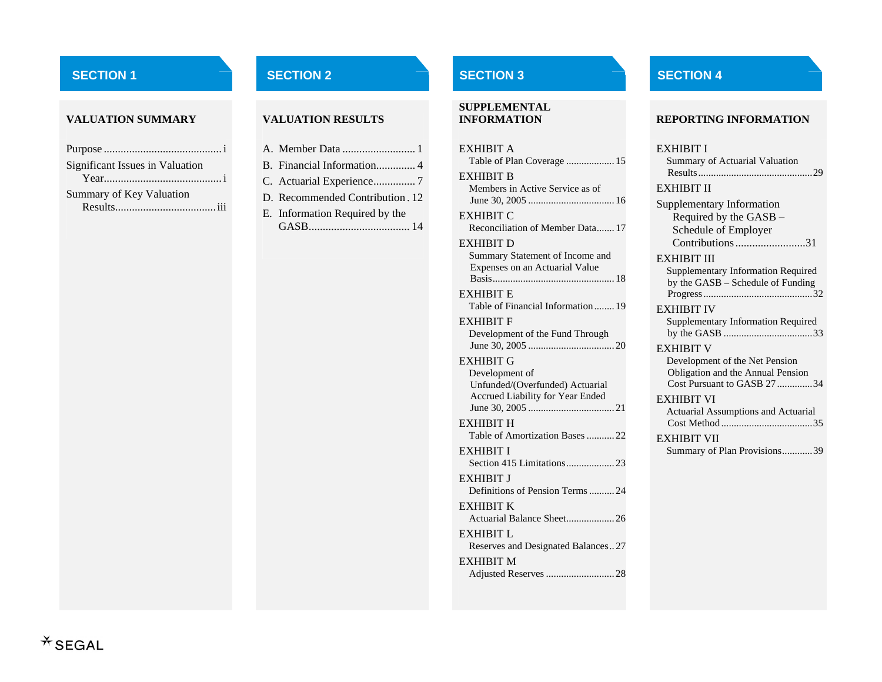## SECTION 1

### VALUATION SUMMARY

- Purpose .......... i
- Significant Issues in Valuation Year .......... i
- Summary of Key Valuation Results .......... iii

## SECTION 2

### VALUATION RESULTS

A. Member Data .......... 1
B. Financial Information .......... 4
C. Actuarial Experience .......... 7
D. Recommended Contribution .......... 12
E. Information Required by the GASB .......... 14

## SECTION 3

### SUPPLEMENTAL INFORMATION

- EXHIBIT A
  Table of Plan Coverage .......... 15
- EXHIBIT B
  Members in Active Service as of June 30, 2005 .......... 16
- EXHIBIT C
  Reconciliation of Member Data .......... 17
- EXHIBIT D
  Summary Statement of Income and Expenses on an Actuarial Value Basis .......... 18
- EXHIBIT E
  Table of Financial Information .......... 19
- EXHIBIT F
  Development of the Fund Through June 30, 2005 .......... 20
- EXHIBIT G
  Development of Unfunded/(Overfunded) Actuarial Accrued Liability for Year Ended June 30, 2005 .......... 21
- EXHIBIT H
  Table of Amortization Bases .......... 22
- EXHIBIT I
  Section 415 Limitations .......... 23
- EXHIBIT J
  Definitions of Pension Terms .......... 24
- EXHIBIT K
  Actuarial Balance Sheet .......... 26
- EXHIBIT L
  Reserves and Designated Balances .......... 27
- EXHIBIT M
  Adjusted Reserves .......... 28

## SECTION 4

### REPORTING INFORMATION

- EXHIBIT I
  Summary of Actuarial Valuation Results .......... 29
- EXHIBIT II
  Supplementary Information Required by the GASB – Schedule of Employer Contributions .......... 31
- EXHIBIT III
  Supplementary Information Required by the GASB – Schedule of Funding Progress .......... 32
- EXHIBIT IV
  Supplementary Information Required by the GASB .......... 33
- EXHIBIT V
  Development of the Net Pension Obligation and the Annual Pension Cost Pursuant to GASB 27 .......... 34
- EXHIBIT VI
  Actuarial Assumptions and Actuarial Cost Method .......... 35
- EXHIBIT VII
  Summary of Plan Provisions .......... 39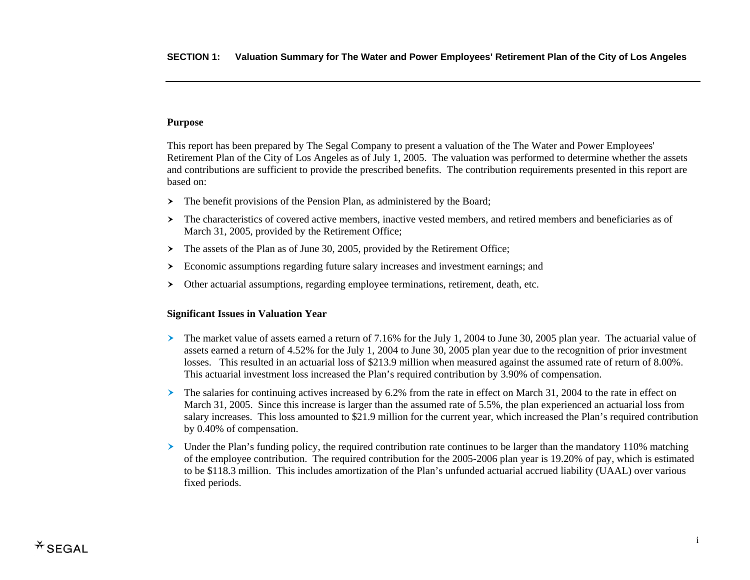## SECTION 1: Valuation Summary for The Water and Power Employees' Retirement Plan of the City of Los Angeles

### Purpose

This report has been prepared by The Segal Company to present a valuation of the The Water and Power Employees' Retirement Plan of the City of Los Angeles as of July 1, 2005. The valuation was performed to determine whether the assets and contributions are sufficient to provide the prescribed benefits. The contribution requirements presented in this report are based on:

- The benefit provisions of the Pension Plan, as administered by the Board;
- The characteristics of covered active members, inactive vested members, and retired members and beneficiaries as of March 31, 2005, provided by the Retirement Office;
- The assets of the Plan as of June 30, 2005, provided by the Retirement Office;
- Economic assumptions regarding future salary increases and investment earnings; and
- Other actuarial assumptions, regarding employee terminations, retirement, death, etc.

### Significant Issues in Valuation Year

- The market value of assets earned a return of 7.16% for the July 1, 2004 to June 30, 2005 plan year. The actuarial value of assets earned a return of 4.52% for the July 1, 2004 to June 30, 2005 plan year due to the recognition of prior investment losses. This resulted in an actuarial loss of $213.9 million when measured against the assumed rate of return of 8.00%. This actuarial investment loss increased the Plan's required contribution by 3.90% of compensation.
- The salaries for continuing actives increased by 6.2% from the rate in effect on March 31, 2004 to the rate in effect on March 31, 2005. Since this increase is larger than the assumed rate of 5.5%, the plan experienced an actuarial loss from salary increases. This loss amounted to $21.9 million for the current year, which increased the Plan's required contribution by 0.40% of compensation.
- Under the Plan's funding policy, the required contribution rate continues to be larger than the mandatory 110% matching of the employee contribution. The required contribution for the 2005-2006 plan year is 19.20% of pay, which is estimated to be $118.3 million. This includes amortization of the Plan's unfunded actuarial accrued liability (UAAL) over various fixed periods.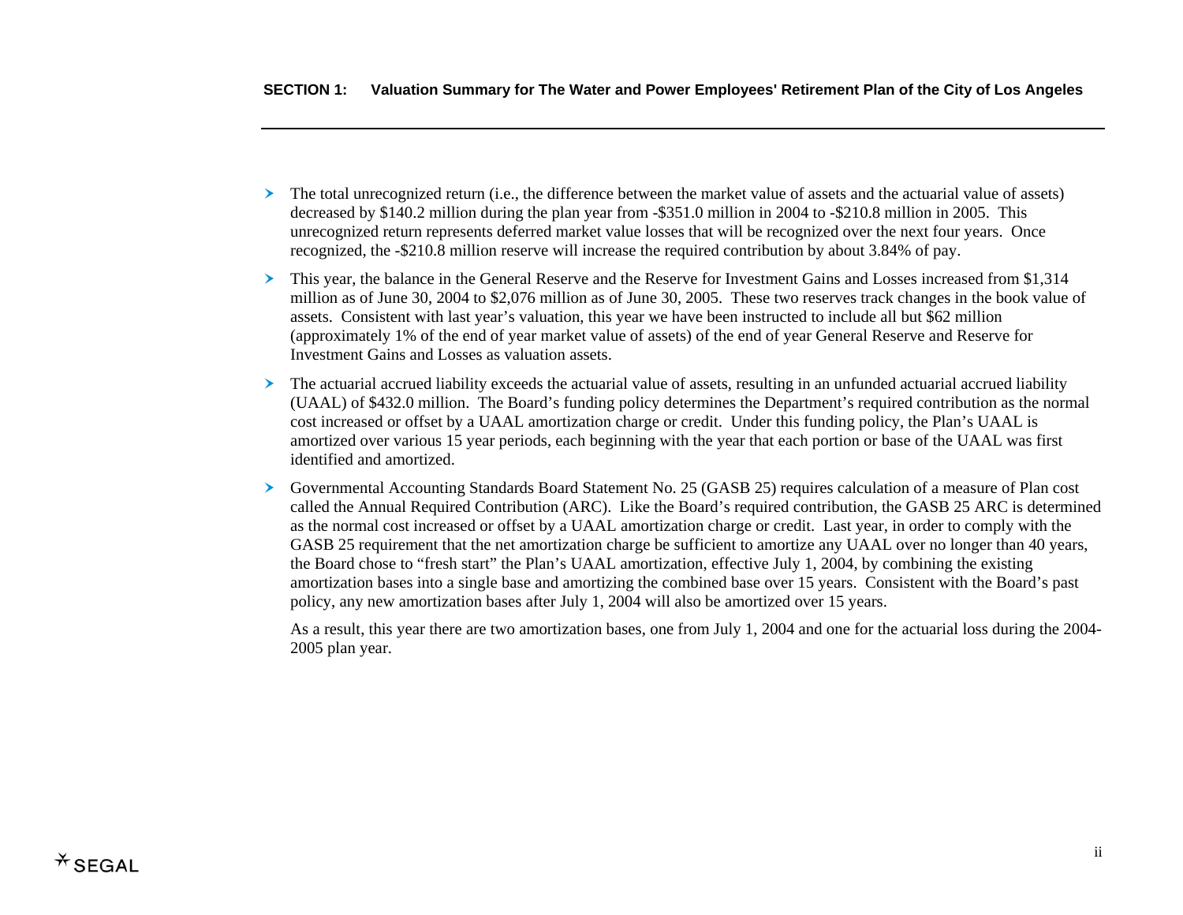- The total unrecognized return (i.e., the difference between the market value of assets and the actuarial value of assets) decreased by $140.2 million during the plan year from -$351.0 million in 2004 to -$210.8 million in 2005. This unrecognized return represents deferred market value losses that will be recognized over the next four years. Once recognized, the -$210.8 million reserve will increase the required contribution by about 3.84% of pay.

- This year, the balance in the General Reserve and the Reserve for Investment Gains and Losses increased from $1,314 million as of June 30, 2004 to $2,076 million as of June 30, 2005. These two reserves track changes in the book value of assets. Consistent with last year's valuation, this year we have been instructed to include all but $62 million (approximately 1% of the end of year market value of assets) of the end of year General Reserve and Reserve for Investment Gains and Losses as valuation assets.

- The actuarial accrued liability exceeds the actuarial value of assets, resulting in an unfunded actuarial accrued liability (UAAL) of $432.0 million. The Board's funding policy determines the Department's required contribution as the normal cost increased or offset by a UAAL amortization charge or credit. Under this funding policy, the Plan's UAAL is amortized over various 15 year periods, each beginning with the year that each portion or base of the UAAL was first identified and amortized.

- Governmental Accounting Standards Board Statement No. 25 (GASB 25) requires calculation of a measure of Plan cost called the Annual Required Contribution (ARC). Like the Board's required contribution, the GASB 25 ARC is determined as the normal cost increased or offset by a UAAL amortization charge or credit. Last year, in order to comply with the GASB 25 requirement that the net amortization charge be sufficient to amortize any UAAL over no longer than 40 years, the Board chose to "fresh start" the Plan's UAAL amortization, effective July 1, 2004, by combining the existing amortization bases into a single base and amortizing the combined base over 15 years. Consistent with the Board's past policy, any new amortization bases after July 1, 2004 will also be amortized over 15 years.

  As a result, this year there are two amortization bases, one from July 1, 2004 and one for the actuarial loss during the 2004-2005 plan year.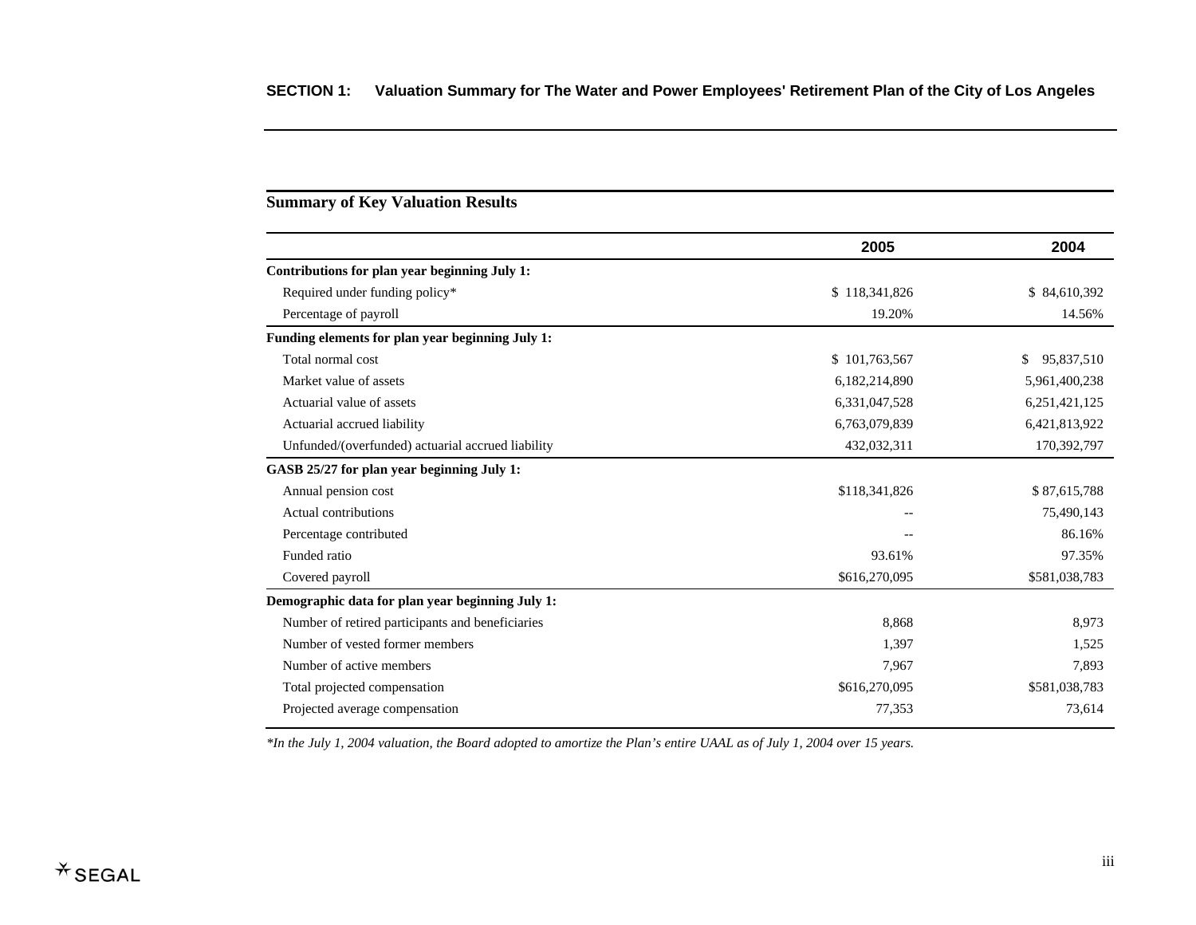# SECTION 1: Valuation Summary for The Water and Power Employees' Retirement Plan of the City of Los Angeles

## Summary of Key Valuation Results

| | 2005 | 2004 |
|---|---|---|
| **Contributions for plan year beginning July 1:** | | |
| Required under funding policy* | $ 118,341,826 | $ 84,610,392 |
| Percentage of payroll | 19.20% | 14.56% |
| **Funding elements for plan year beginning July 1:** | | |
| Total normal cost | $ 101,763,567 | $ 95,837,510 |
| Market value of assets | 6,182,214,890 | 5,961,400,238 |
| Actuarial value of assets | 6,331,047,528 | 6,251,421,125 |
| Actuarial accrued liability | 6,763,079,839 | 6,421,813,922 |
| Unfunded/(overfunded) actuarial accrued liability | 432,032,311 | 170,392,797 |
| **GASB 25/27 for plan year beginning July 1:** | | |
| Annual pension cost | $118,341,826 | $ 87,615,788 |
| Actual contributions | -- | 75,490,143 |
| Percentage contributed | -- | 86.16% |
| Funded ratio | 93.61% | 97.35% |
| Covered payroll | $616,270,095 | $581,038,783 |
| **Demographic data for plan year beginning July 1:** | | |
| Number of retired participants and beneficiaries | 8,868 | 8,973 |
| Number of vested former members | 1,397 | 1,525 |
| Number of active members | 7,967 | 7,893 |
| Total projected compensation | $616,270,095 | $581,038,783 |
| Projected average compensation | 77,353 | 73,614 |

*\*In the July 1, 2004 valuation, the Board adopted to amortize the Plan's entire UAAL as of July 1, 2004 over 15 years.*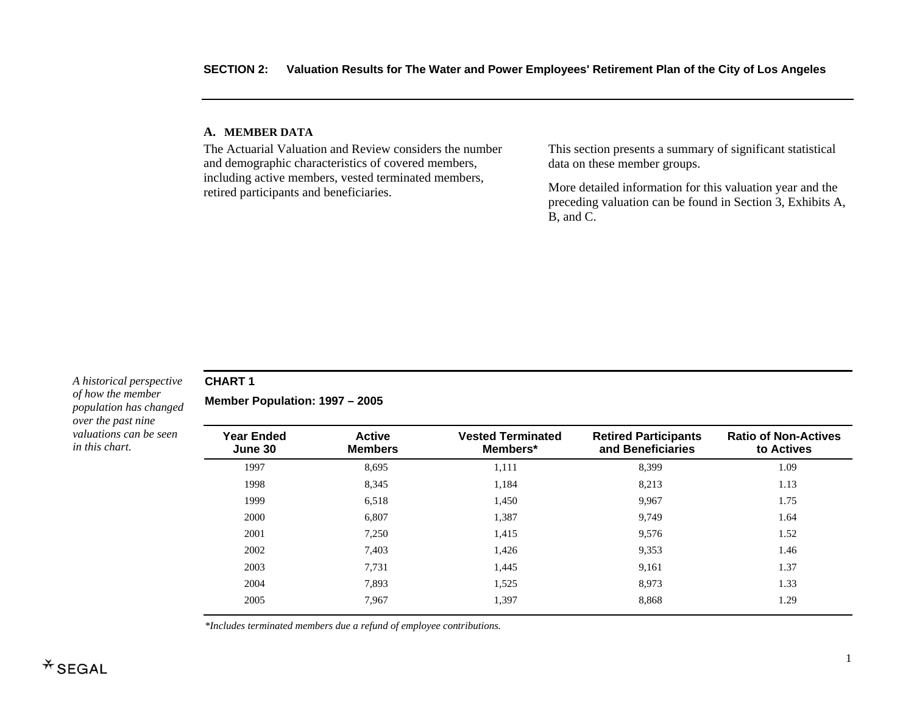## SECTION 2: Valuation Results for The Water and Power Employees' Retirement Plan of the City of Los Angeles

### A. MEMBER DATA

The Actuarial Valuation and Review considers the number and demographic characteristics of covered members, including active members, vested terminated members, retired participants and beneficiaries.

This section presents a summary of significant statistical data on these member groups.

More detailed information for this valuation year and the preceding valuation can be found in Section 3, Exhibits A, B, and C.

*A historical perspective of how the member population has changed over the past nine valuations can be seen in this chart.*

**CHART 1**

**Member Population: 1997 – 2005**

| Year Ended June 30 | Active Members | Vested Terminated Members* | Retired Participants and Beneficiaries | Ratio of Non-Actives to Actives |
|---|---|---|---|---|
| 1997 | 8,695 | 1,111 | 8,399 | 1.09 |
| 1998 | 8,345 | 1,184 | 8,213 | 1.13 |
| 1999 | 6,518 | 1,450 | 9,967 | 1.75 |
| 2000 | 6,807 | 1,387 | 9,749 | 1.64 |
| 2001 | 7,250 | 1,415 | 9,576 | 1.52 |
| 2002 | 7,403 | 1,426 | 9,353 | 1.46 |
| 2003 | 7,731 | 1,445 | 9,161 | 1.37 |
| 2004 | 7,893 | 1,525 | 8,973 | 1.33 |
| 2005 | 7,967 | 1,397 | 8,868 | 1.29 |

*\*Includes terminated members due a refund of employee contributions.*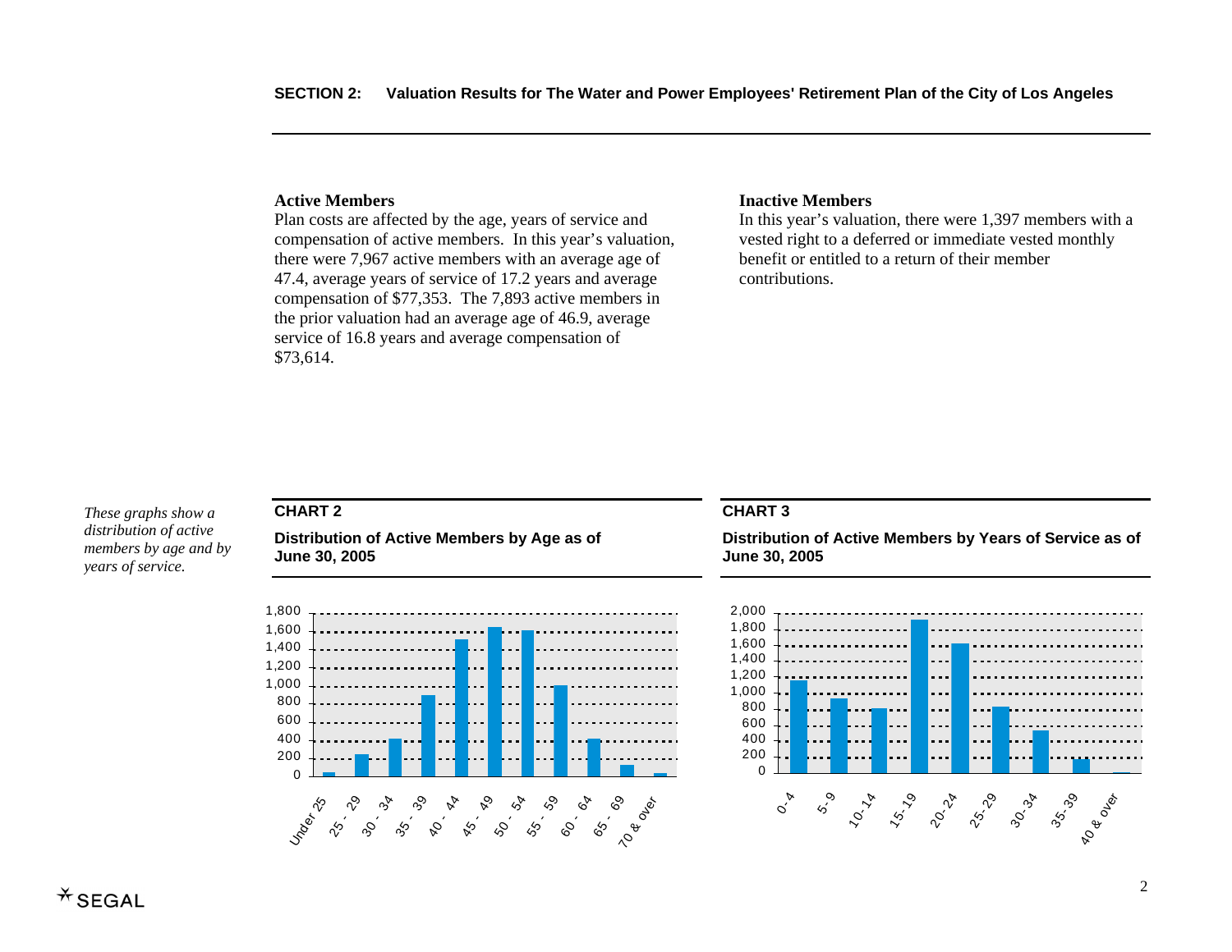## SECTION 2: Valuation Results for The Water and Power Employees' Retirement Plan of the City of Los Angeles

**Active Members**

Plan costs are affected by the age, years of service and compensation of active members. In this year's valuation, there were 7,967 active members with an average age of 47.4, average years of service of 17.2 years and average compensation of $77,353. The 7,893 active members in the prior valuation had an average age of 46.9, average service of 16.8 years and average compensation of $73,614.

**Inactive Members**

In this year's valuation, there were 1,397 members with a vested right to a deferred or immediate vested monthly benefit or entitled to a return of their member contributions.

*These graphs show a distribution of active members by age and by years of service.*

**CHART 2**

**Distribution of Active Members by Age as of June 30, 2005**

**CHART 3**

**Distribution of Active Members by Years of Service as of June 30, 2005**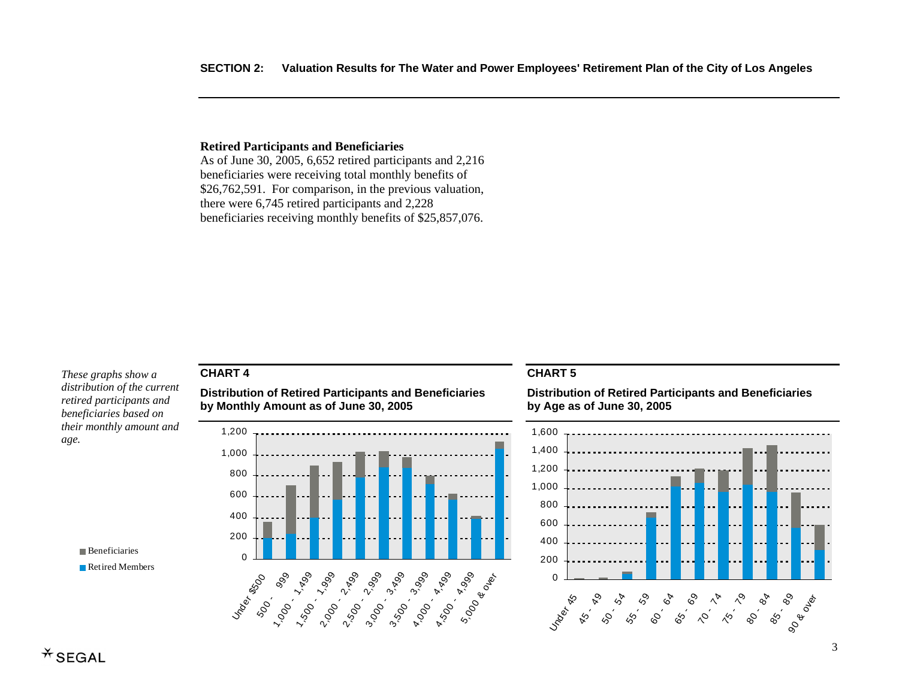## Retired Participants and Beneficiaries

As of June 30, 2005, 6,652 retired participants and 2,216 beneficiaries were receiving total monthly benefits of $26,762,591. For comparison, in the previous valuation, there were 6,745 retired participants and 2,228 beneficiaries receiving monthly benefits of $25,857,076.

*These graphs show a distribution of the current retired participants and beneficiaries based on their monthly amount and age.*

**CHART 4**

**Distribution of Retired Participants and Beneficiaries by Monthly Amount as of June 30, 2005**

**CHART 5**

**Distribution of Retired Participants and Beneficiaries by Age as of June 30, 2005**

Beneficiaries

Retired Members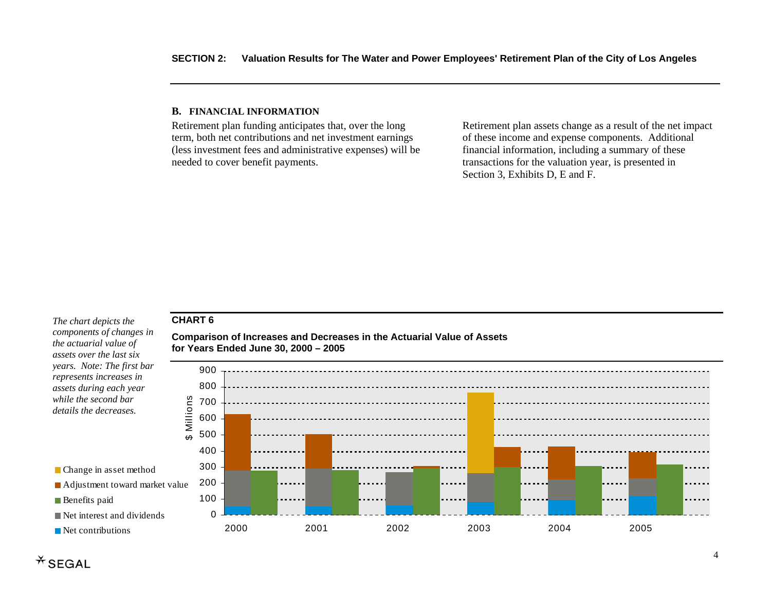## B. FINANCIAL INFORMATION

Retirement plan funding anticipates that, over the long term, both net contributions and net investment earnings (less investment fees and administrative expenses) will be needed to cover benefit payments.

Retirement plan assets change as a result of the net impact of these income and expense components. Additional financial information, including a summary of these transactions for the valuation year, is presented in Section 3, Exhibits D, E and F.

*The chart depicts the components of changes in the actuarial value of assets over the last six years. Note: The first bar represents increases in assets during each year while the second bar details the decreases.*

**CHART 6**

**Comparison of Increases and Decreases in the Actuarial Value of Assets for Years Ended June 30, 2000 – 2005**

- Change in asset method
- Adjustment toward market value
- Benefits paid
- Net interest and dividends
- Net contributions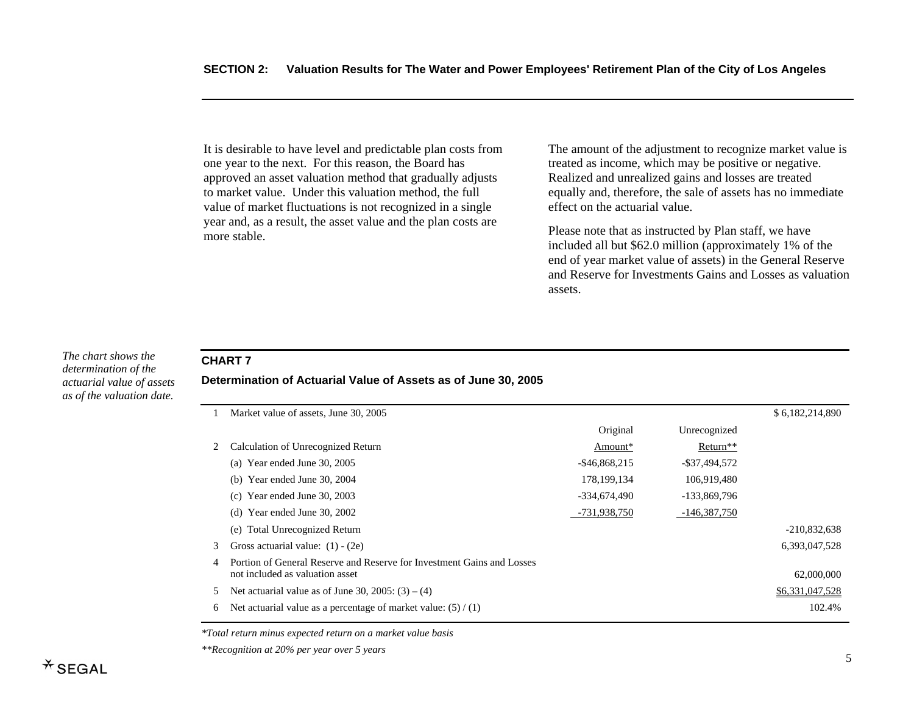## SECTION 2: Valuation Results for The Water and Power Employees' Retirement Plan of the City of Los Angeles

It is desirable to have level and predictable plan costs from one year to the next. For this reason, the Board has approved an asset valuation method that gradually adjusts to market value. Under this valuation method, the full value of market fluctuations is not recognized in a single year and, as a result, the asset value and the plan costs are more stable.

The amount of the adjustment to recognize market value is treated as income, which may be positive or negative. Realized and unrealized gains and losses are treated equally and, therefore, the sale of assets has no immediate effect on the actuarial value.

Please note that as instructed by Plan staff, we have included all but $62.0 million (approximately 1% of the end of year market value of assets) in the General Reserve and Reserve for Investments Gains and Losses as valuation assets.

*The chart shows the determination of the actuarial value of assets as of the valuation date.*

**CHART 7**

**Determination of Actuarial Value of Assets as of June 30, 2005**

| | | Original Amount* | Unrecognized Return** | |
|---|---|---|---|---|
| 1 | Market value of assets, June 30, 2005 | | | $ 6,182,214,890 |
| 2 | Calculation of Unrecognized Return | | | |
| | (a) Year ended June 30, 2005 | -$46,868,215 | -$37,494,572 | |
| | (b) Year ended June 30, 2004 | 178,199,134 | 106,919,480 | |
| | (c) Year ended June 30, 2003 | -334,674,490 | -133,869,796 | |
| | (d) Year ended June 30, 2002 | -731,938,750 | -146,387,750 | |
| | (e) Total Unrecognized Return | | | -210,832,638 |
| 3 | Gross actuarial value: (1) - (2e) | | | 6,393,047,528 |
| 4 | Portion of General Reserve and Reserve for Investment Gains and Losses not included as valuation asset | | | 62,000,000 |
| 5 | Net actuarial value as of June 30, 2005: (3) – (4) | | | $6,331,047,528 |
| 6 | Net actuarial value as a percentage of market value: (5) / (1) | | | 102.4% |

*\*Total return minus expected return on a market value basis*

*\*\*Recognition at 20% per year over 5 years*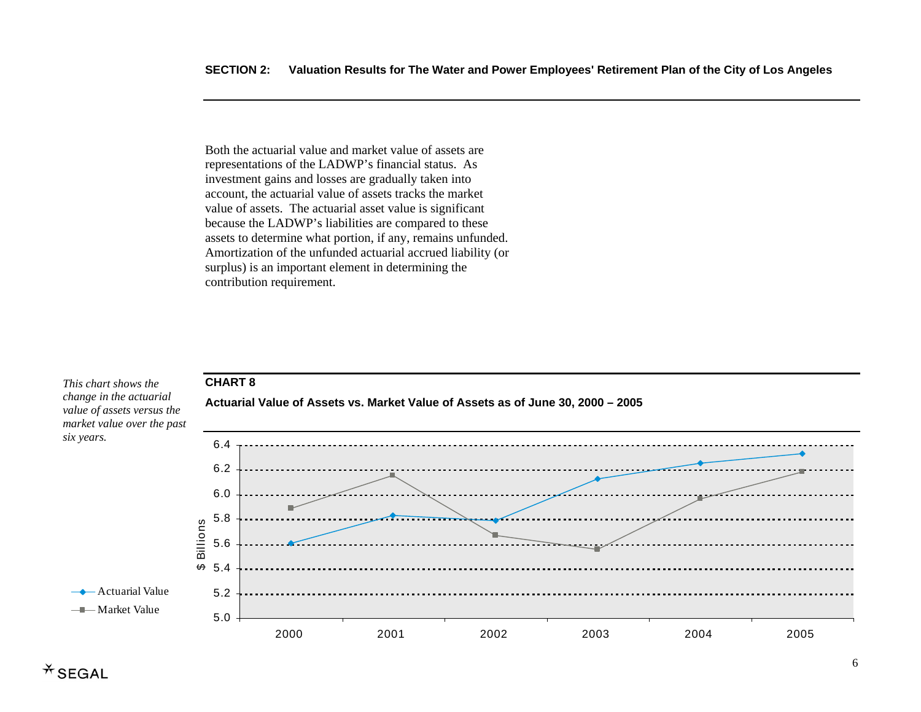Both the actuarial value and market value of assets are representations of the LADWP's financial status. As investment gains and losses are gradually taken into account, the actuarial value of assets tracks the market value of assets. The actuarial asset value is significant because the LADWP's liabilities are compared to these assets to determine what portion, if any, remains unfunded. Amortization of the unfunded actuarial accrued liability (or surplus) is an important element in determining the contribution requirement.

*This chart shows the change in the actuarial value of assets versus the market value over the past six years.*

**CHART 8**

**Actuarial Value of Assets vs. Market Value of Assets as of June 30, 2000 – 2005**

$ Billions

6.4
6.2
6.0
5.8
5.6
5.4
5.2
5.0

2000 2001 2002 2003 2004 2005

Actuarial Value
Market Value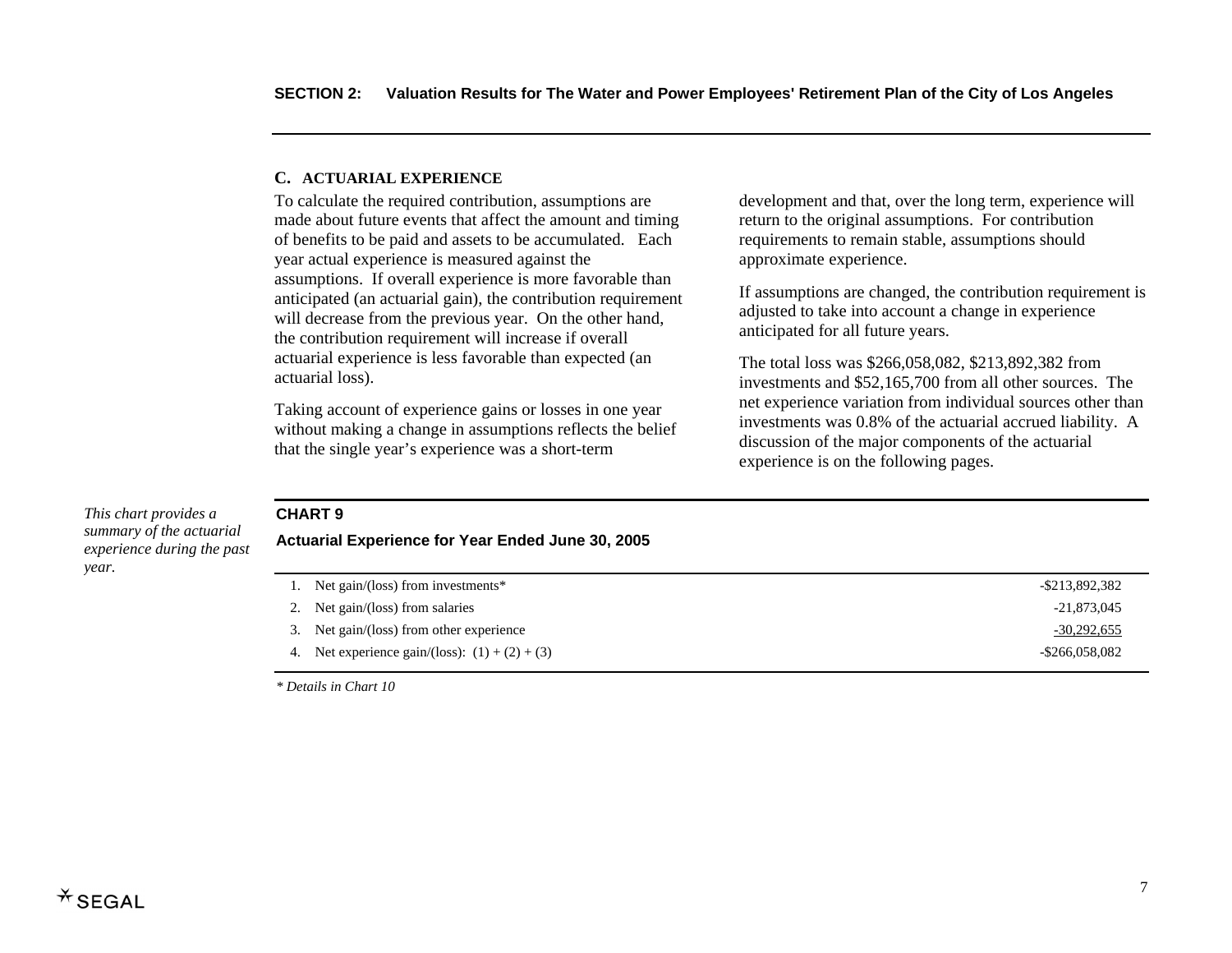## C. ACTUARIAL EXPERIENCE

To calculate the required contribution, assumptions are made about future events that affect the amount and timing of benefits to be paid and assets to be accumulated. Each year actual experience is measured against the assumptions. If overall experience is more favorable than anticipated (an actuarial gain), the contribution requirement will decrease from the previous year. On the other hand, the contribution requirement will increase if overall actuarial experience is less favorable than expected (an actuarial loss).

Taking account of experience gains or losses in one year without making a change in assumptions reflects the belief that the single year's experience was a short-term development and that, over the long term, experience will return to the original assumptions. For contribution requirements to remain stable, assumptions should approximate experience.

If assumptions are changed, the contribution requirement is adjusted to take into account a change in experience anticipated for all future years.

The total loss was $266,058,082, $213,892,382 from investments and $52,165,700 from all other sources. The net experience variation from individual sources other than investments was 0.8% of the actuarial accrued liability. A discussion of the major components of the actuarial experience is on the following pages.

*This chart provides a summary of the actuarial experience during the past year.*

**CHART 9**

**Actuarial Experience for Year Ended June 30, 2005**

| | |
|---|---:|
| 1. Net gain/(loss) from investments* | -$213,892,382 |
| 2. Net gain/(loss) from salaries | -21,873,045 |
| 3. Net gain/(loss) from other experience | -30,292,655 |
| 4. Net experience gain/(loss): (1) + (2) + (3) | -$266,058,082 |

*\* Details in Chart 10*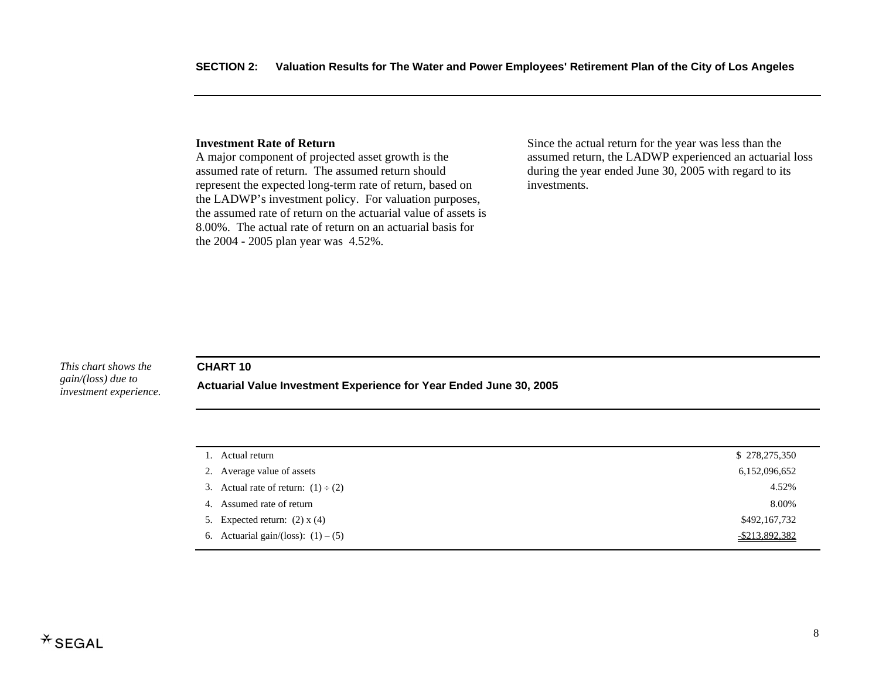### Investment Rate of Return

A major component of projected asset growth is the assumed rate of return. The assumed return should represent the expected long-term rate of return, based on the LADWP's investment policy. For valuation purposes, the assumed rate of return on the actuarial value of assets is 8.00%. The actual rate of return on an actuarial basis for the 2004 - 2005 plan year was 4.52%.

Since the actual return for the year was less than the assumed return, the LADWP experienced an actuarial loss during the year ended June 30, 2005 with regard to its investments.

*This chart shows the gain/(loss) due to investment experience.*

**CHART 10**

**Actuarial Value Investment Experience for Year Ended June 30, 2005**

| | |
|---|---:|
| 1. Actual return | $ 278,275,350 |
| 2. Average value of assets | 6,152,096,652 |
| 3. Actual rate of return: (1) ÷ (2) | 4.52% |
| 4. Assumed rate of return | 8.00% |
| 5. Expected return: (2) x (4) | $492,167,732 |
| 6. Actuarial gain/(loss): (1) – (5) | -$213,892,382 |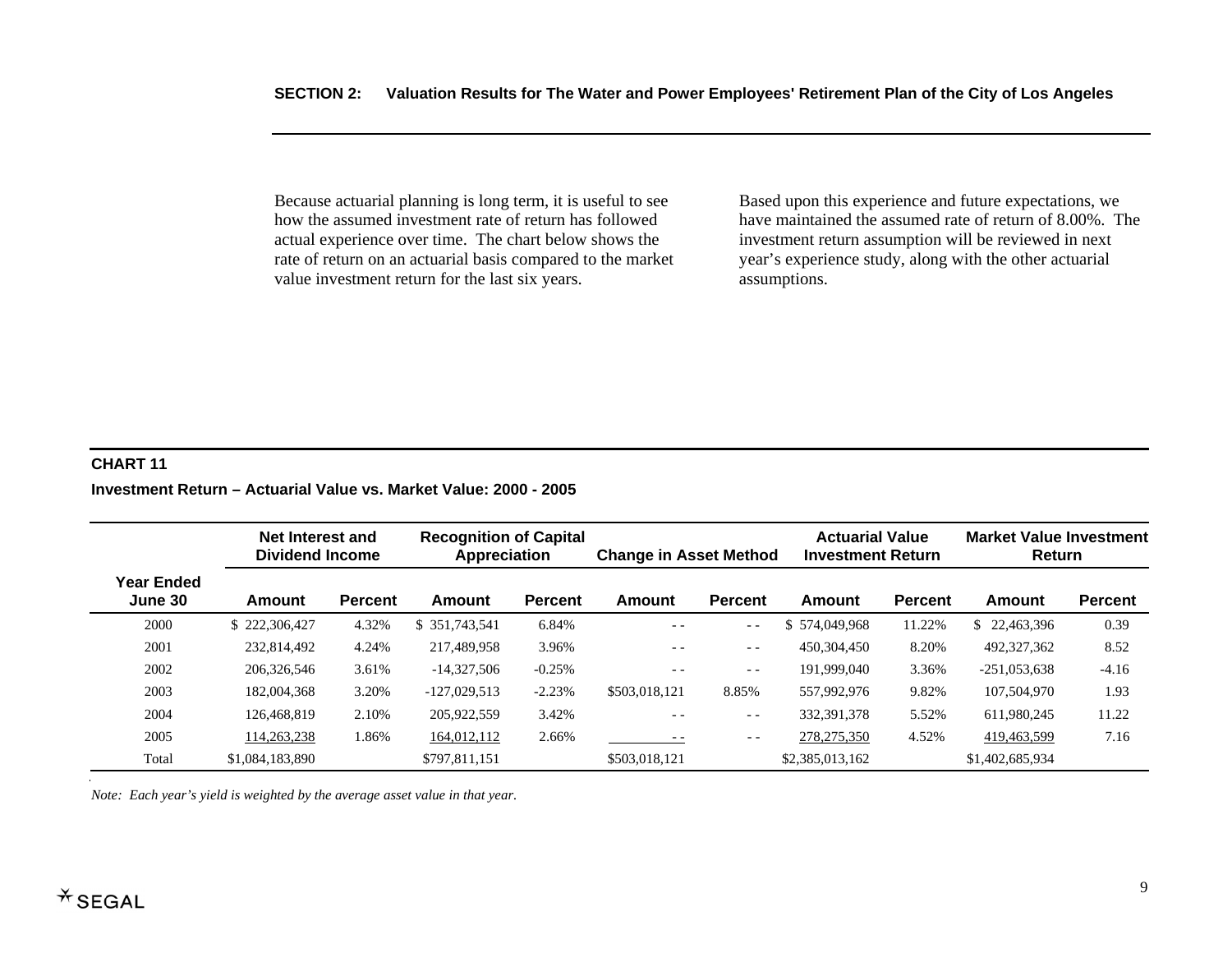Because actuarial planning is long term, it is useful to see how the assumed investment rate of return has followed actual experience over time. The chart below shows the rate of return on an actuarial basis compared to the market value investment return for the last six years.

Based upon this experience and future expectations, we have maintained the assumed rate of return of 8.00%. The investment return assumption will be reviewed in next year's experience study, along with the other actuarial assumptions.

**CHART 11**

**Investment Return – Actuarial Value vs. Market Value: 2000 - 2005**

| | Net Interest and Dividend Income | | Recognition of Capital Appreciation | | Change in Asset Method | | Actuarial Value Investment Return | | Market Value Investment Return | |
|---|---|---|---|---|---|---|---|---|---|---|
| **Year Ended June 30** | **Amount** | **Percent** | **Amount** | **Percent** | **Amount** | **Percent** | **Amount** | **Percent** | **Amount** | **Percent** |
| 2000 | $ 222,306,427 | 4.32% | $ 351,743,541 | 6.84% | - - | - - | $ 574,049,968 | 11.22% | $ 22,463,396 | 0.39 |
| 2001 | 232,814,492 | 4.24% | 217,489,958 | 3.96% | - - | - - | 450,304,450 | 8.20% | 492,327,362 | 8.52 |
| 2002 | 206,326,546 | 3.61% | -14,327,506 | -0.25% | - - | - - | 191,999,040 | 3.36% | -251,053,638 | -4.16 |
| 2003 | 182,004,368 | 3.20% | -127,029,513 | -2.23% | $503,018,121 | 8.85% | 557,992,976 | 9.82% | 107,504,970 | 1.93 |
| 2004 | 126,468,819 | 2.10% | 205,922,559 | 3.42% | - - | - - | 332,391,378 | 5.52% | 611,980,245 | 11.22 |
| 2005 | 114,263,238 | 1.86% | 164,012,112 | 2.66% | - - | - - | 278,275,350 | 4.52% | 419,463,599 | 7.16 |
| Total | $1,084,183,890 | | $797,811,151 | | $503,018,121 | | $2,385,013,162 | | $1,402,685,934 | |

*Note: Each year's yield is weighted by the average asset value in that year.*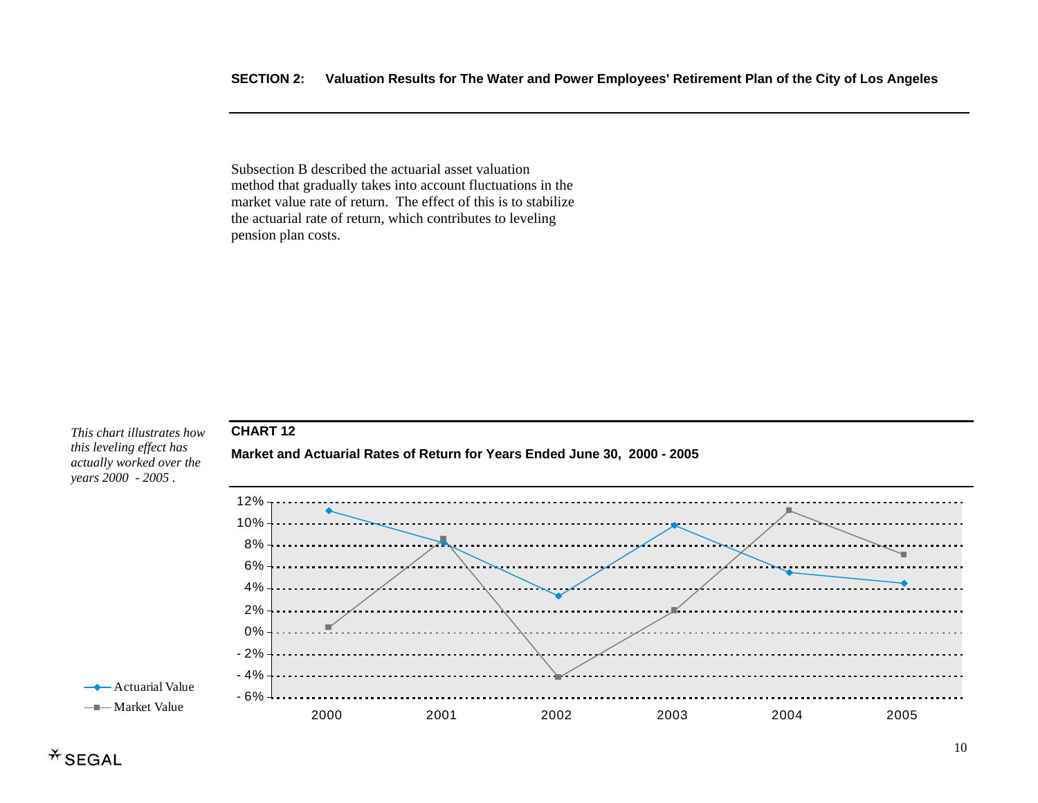**SECTION 2: Valuation Results for The Water and Power Employees' Retirement Plan of the City of Los Angeles**

Subsection B described the actuarial asset valuation method that gradually takes into account fluctuations in the market value rate of return. The effect of this is to stabilize the actuarial rate of return, which contributes to leveling pension plan costs.

*This chart illustrates how this leveling effect has actually worked over the years 2000 - 2005.*

**CHART 12**

**Market and Actuarial Rates of Return for Years Ended June 30, 2000 - 2005**

12%
10%
8%
6%
4%
2%
0%
-2%
-4%
-6%

2000 2001 2002 2003 2004 2005

Actuarial Value
Market Value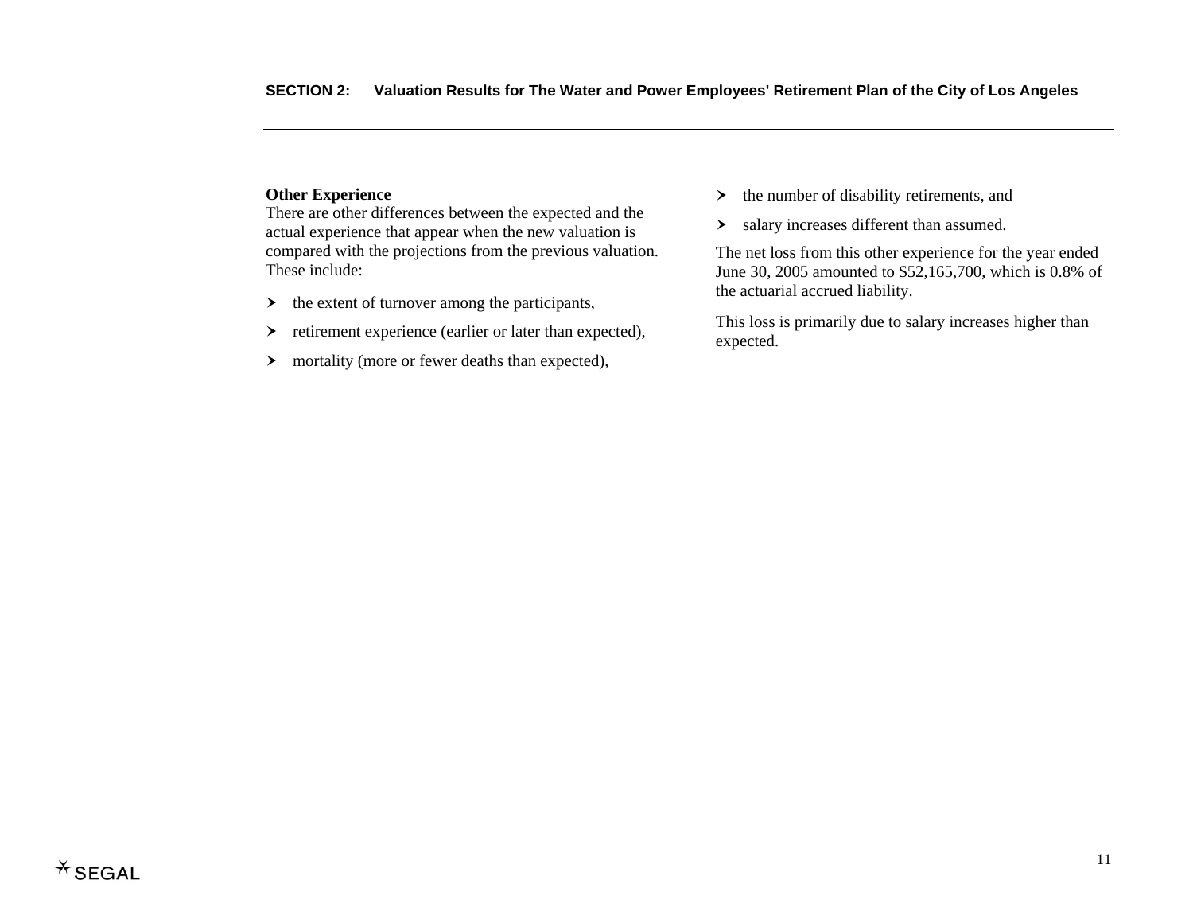**Other Experience**

There are other differences between the expected and the actual experience that appear when the new valuation is compared with the projections from the previous valuation. These include:

- the extent of turnover among the participants,
- retirement experience (earlier or later than expected),
- mortality (more or fewer deaths than expected),
- the number of disability retirements, and
- salary increases different than assumed.

The net loss from this other experience for the year ended June 30, 2005 amounted to $52,165,700, which is 0.8% of the actuarial accrued liability.

This loss is primarily due to salary increases higher than expected.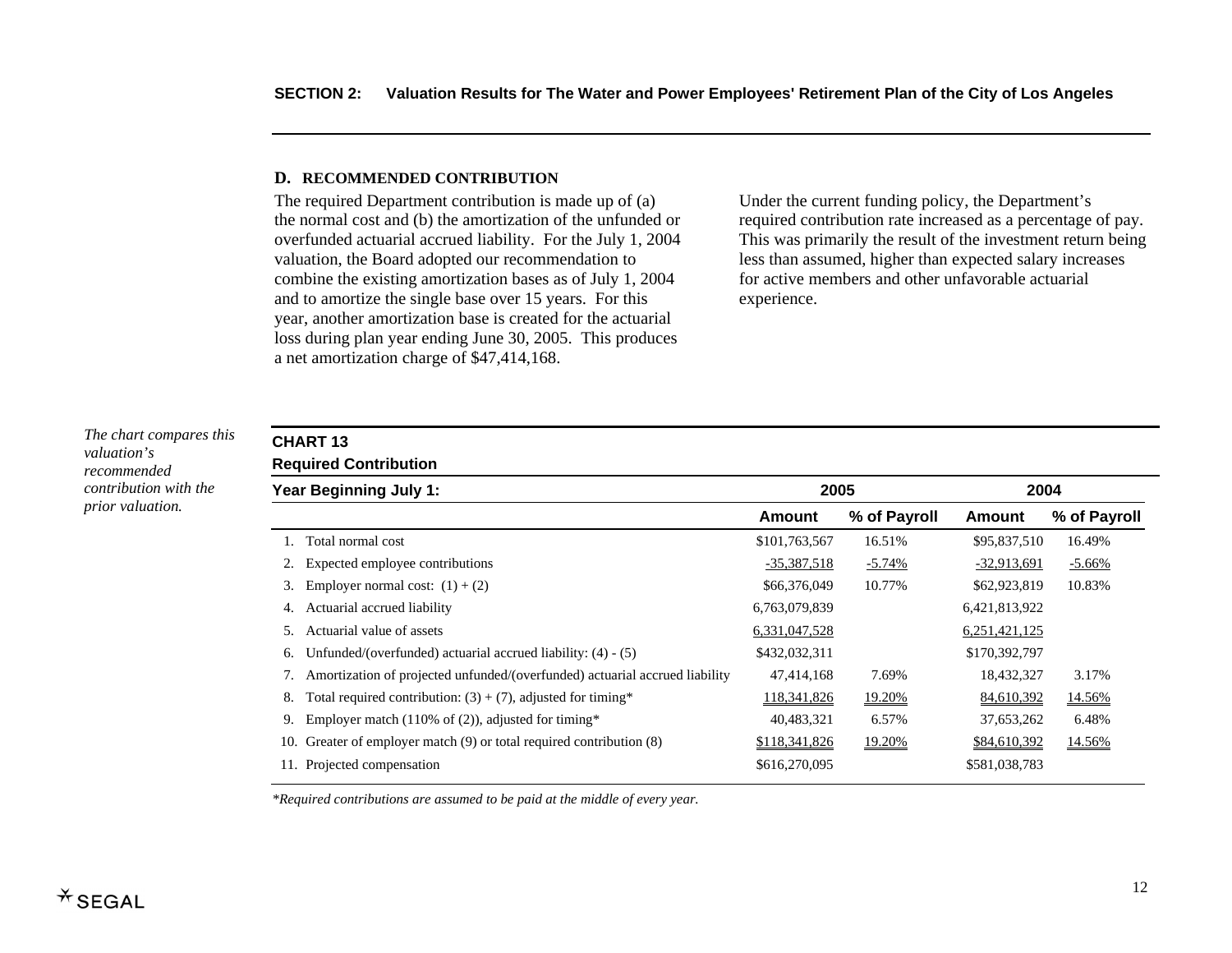**SECTION 2: Valuation Results for The Water and Power Employees' Retirement Plan of the City of Los Angeles**

### D. RECOMMENDED CONTRIBUTION

The required Department contribution is made up of (a) the normal cost and (b) the amortization of the unfunded or overfunded actuarial accrued liability. For the July 1, 2004 valuation, the Board adopted our recommendation to combine the existing amortization bases as of July 1, 2004 and to amortize the single base over 15 years. For this year, another amortization base is created for the actuarial loss during plan year ending June 30, 2005. This produces a net amortization charge of $47,414,168.

Under the current funding policy, the Department's required contribution rate increased as a percentage of pay. This was primarily the result of the investment return being less than assumed, higher than expected salary increases for active members and other unfavorable actuarial experience.

*The chart compares this valuation's recommended contribution with the prior valuation.*

**CHART 13**

**Required Contribution**

| Year Beginning July 1: | 2005 | | 2004 | |
|---|---|---|---|---|
| | **Amount** | **% of Payroll** | **Amount** | **% of Payroll** |
| 1. Total normal cost | $101,763,567 | 16.51% | $95,837,510 | 16.49% |
| 2. Expected employee contributions | -35,387,518 | -5.74% | -32,913,691 | -5.66% |
| 3. Employer normal cost: (1) + (2) | $66,376,049 | 10.77% | $62,923,819 | 10.83% |
| 4. Actuarial accrued liability | 6,763,079,839 | | 6,421,813,922 | |
| 5. Actuarial value of assets | 6,331,047,528 | | 6,251,421,125 | |
| 6. Unfunded/(overfunded) actuarial accrued liability: (4) - (5) | $432,032,311 | | $170,392,797 | |
| 7. Amortization of projected unfunded/(overfunded) actuarial accrued liability | 47,414,168 | 7.69% | 18,432,327 | 3.17% |
| 8. Total required contribution: (3) + (7), adjusted for timing* | 118,341,826 | 19.20% | 84,610,392 | 14.56% |
| 9. Employer match (110% of (2)), adjusted for timing* | 40,483,321 | 6.57% | 37,653,262 | 6.48% |
| 10. Greater of employer match (9) or total required contribution (8) | $118,341,826 | 19.20% | $84,610,392 | 14.56% |
| 11. Projected compensation | $616,270,095 | | $581,038,783 | |

*\*Required contributions are assumed to be paid at the middle of every year.*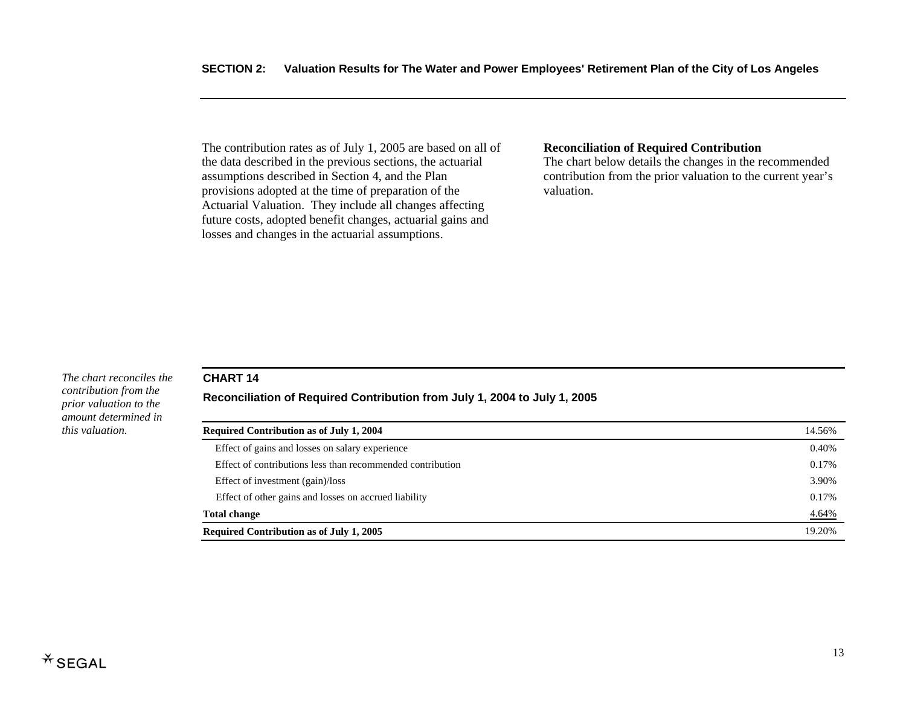The contribution rates as of July 1, 2005 are based on all of the data described in the previous sections, the actuarial assumptions described in Section 4, and the Plan provisions adopted at the time of preparation of the Actuarial Valuation. They include all changes affecting future costs, adopted benefit changes, actuarial gains and losses and changes in the actuarial assumptions.

**Reconciliation of Required Contribution**

The chart below details the changes in the recommended contribution from the prior valuation to the current year's valuation.

*The chart reconciles the contribution from the prior valuation to the amount determined in this valuation.*

**CHART 14**

**Reconciliation of Required Contribution from July 1, 2004 to July 1, 2005**

| | |
|---|---|
| **Required Contribution as of July 1, 2004** | 14.56% |
| Effect of gains and losses on salary experience | 0.40% |
| Effect of contributions less than recommended contribution | 0.17% |
| Effect of investment (gain)/loss | 3.90% |
| Effect of other gains and losses on accrued liability | 0.17% |
| **Total change** | 4.64% |
| **Required Contribution as of July 1, 2005** | 19.20% |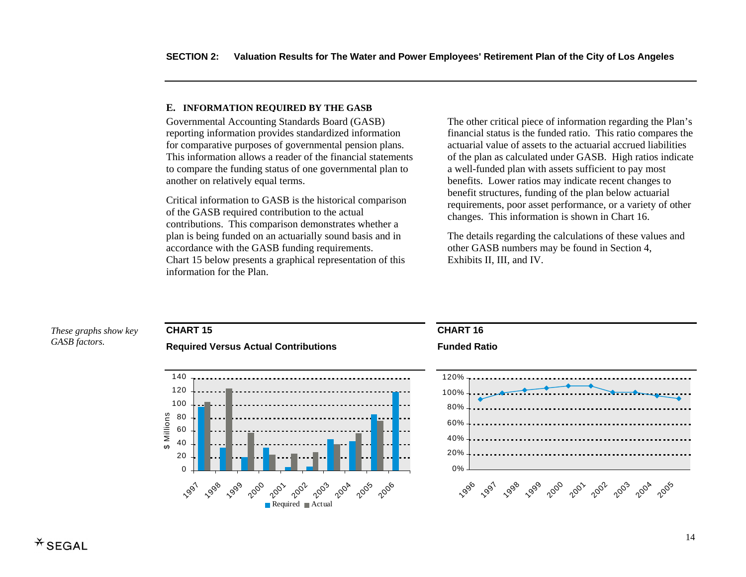## E. INFORMATION REQUIRED BY THE GASB

Governmental Accounting Standards Board (GASB) reporting information provides standardized information for comparative purposes of governmental pension plans. This information allows a reader of the financial statements to compare the funding status of one governmental plan to another on relatively equal terms.

Critical information to GASB is the historical comparison of the GASB required contribution to the actual contributions. This comparison demonstrates whether a plan is being funded on an actuarially sound basis and in accordance with the GASB funding requirements. Chart 15 below presents a graphical representation of this information for the Plan.

The other critical piece of information regarding the Plan's financial status is the funded ratio. This ratio compares the actuarial value of assets to the actuarial accrued liabilities of the plan as calculated under GASB. High ratios indicate a well-funded plan with assets sufficient to pay most benefits. Lower ratios may indicate recent changes to benefit structures, funding of the plan below actuarial requirements, poor asset performance, or a variety of other changes. This information is shown in Chart 16.

The details regarding the calculations of these values and other GASB numbers may be found in Section 4, Exhibits II, III, and IV.

*These graphs show key GASB factors.*

**CHART 15**

**Required Versus Actual Contributions**

**CHART 16**

**Funded Ratio**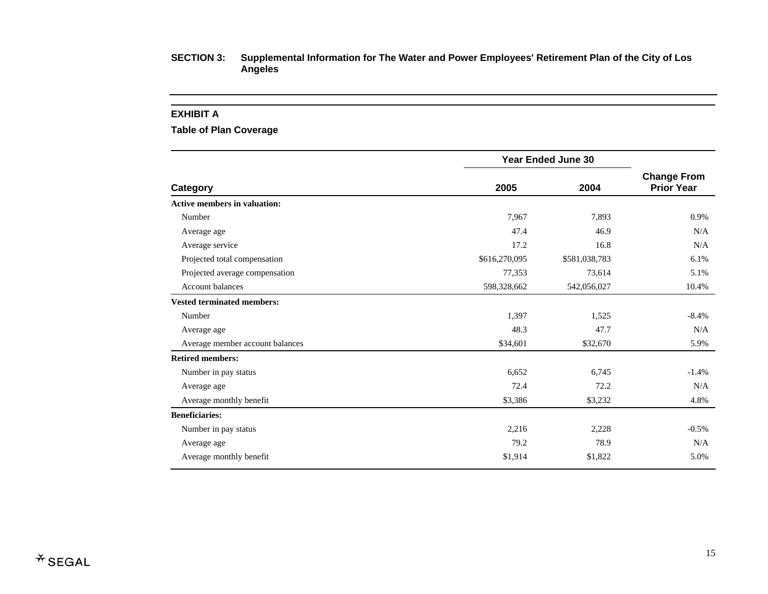**SECTION 3: Supplemental Information for The Water and Power Employees' Retirement Plan of the City of Los Angeles**

## EXHIBIT A

### Table of Plan Coverage

| Category | Year Ended June 30 | | Change From Prior Year |
|---|---|---|---|
| | 2005 | 2004 | |
| **Active members in valuation:** | | | |
| Number | 7,967 | 7,893 | 0.9% |
| Average age | 47.4 | 46.9 | N/A |
| Average service | 17.2 | 16.8 | N/A |
| Projected total compensation | $616,270,095 | $581,038,783 | 6.1% |
| Projected average compensation | 77,353 | 73,614 | 5.1% |
| Account balances | 598,328,662 | 542,056,027 | 10.4% |
| **Vested terminated members:** | | | |
| Number | 1,397 | 1,525 | -8.4% |
| Average age | 48.3 | 47.7 | N/A |
| Average member account balances | $34,601 | $32,670 | 5.9% |
| **Retired members:** | | | |
| Number in pay status | 6,652 | 6,745 | -1.4% |
| Average age | 72.4 | 72.2 | N/A |
| Average monthly benefit | $3,386 | $3,232 | 4.8% |
| **Beneficiaries:** | | | |
| Number in pay status | 2,216 | 2,228 | -0.5% |
| Average age | 79.2 | 78.9 | N/A |
| Average monthly benefit | $1,914 | $1,822 | 5.0% |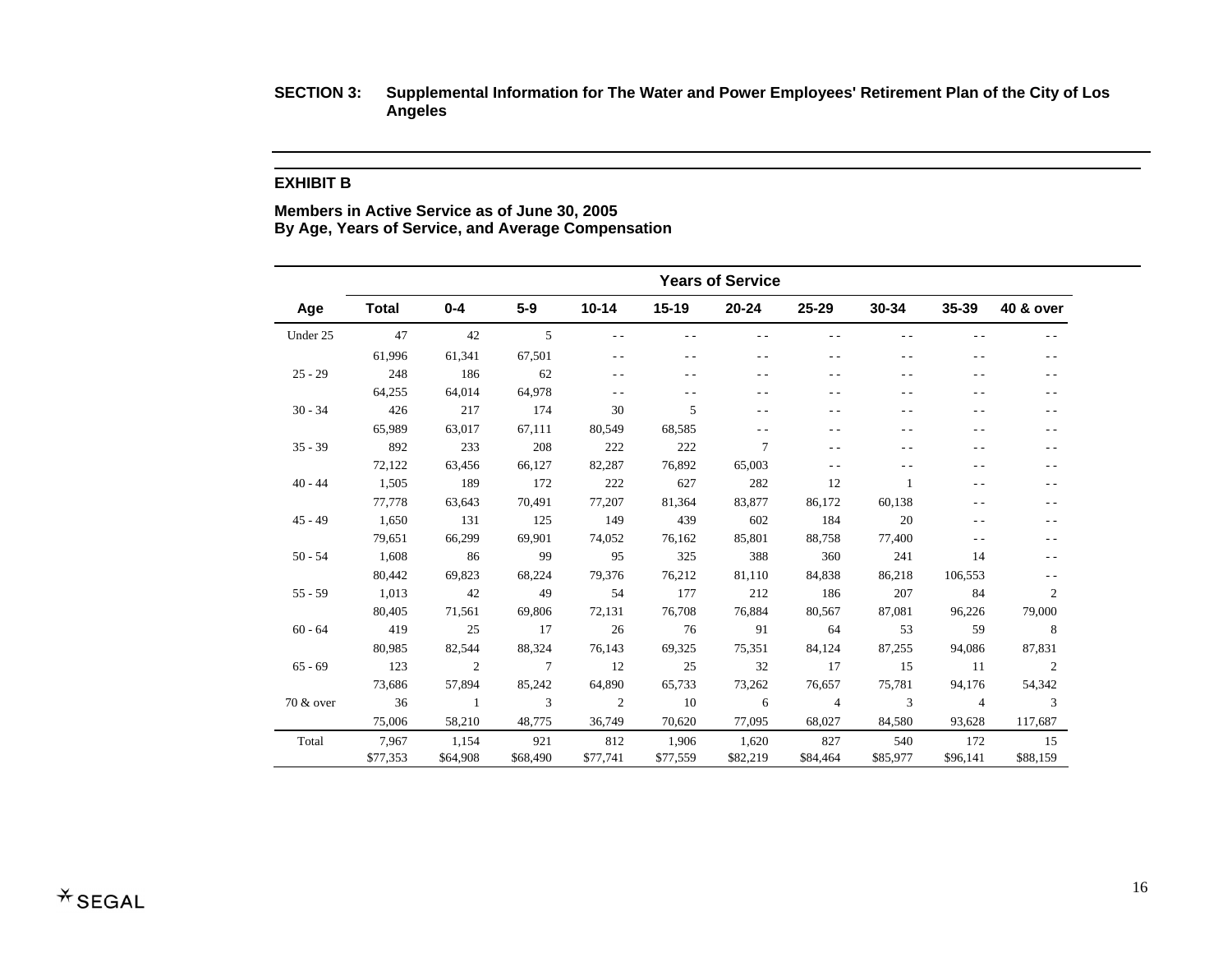**SECTION 3: Supplemental Information for The Water and Power Employees' Retirement Plan of the City of Los Angeles**

**EXHIBIT B**

**Members in Active Service as of June 30, 2005**
**By Age, Years of Service, and Average Compensation**

| | | Years of Service | | | | | | | | |
|---|---|---|---|---|---|---|---|---|---|---|
| **Age** | **Total** | **0-4** | **5-9** | **10-14** | **15-19** | **20-24** | **25-29** | **30-34** | **35-39** | **40 & over** |
| Under 25 | 47 | 42 | 5 | - - | - - | - - | - - | - - | - - | - - |
| | 61,996 | 61,341 | 67,501 | - - | - - | - - | - - | - - | - - | - - |
| 25 - 29 | 248 | 186 | 62 | - - | - - | - - | - - | - - | - - | - - |
| | 64,255 | 64,014 | 64,978 | - - | - - | - - | - - | - - | - - | - - |
| 30 - 34 | 426 | 217 | 174 | 30 | 5 | - - | - - | - - | - - | - - |
| | 65,989 | 63,017 | 67,111 | 80,549 | 68,585 | - - | - - | - - | - - | - - |
| 35 - 39 | 892 | 233 | 208 | 222 | 222 | 7 | - - | - - | - - | - - |
| | 72,122 | 63,456 | 66,127 | 82,287 | 76,892 | 65,003 | - - | - - | - - | - - |
| 40 - 44 | 1,505 | 189 | 172 | 222 | 627 | 282 | 12 | 1 | - - | - - |
| | 77,778 | 63,643 | 70,491 | 77,207 | 81,364 | 83,877 | 86,172 | 60,138 | - - | - - |
| 45 - 49 | 1,650 | 131 | 125 | 149 | 439 | 602 | 184 | 20 | - - | - - |
| | 79,651 | 66,299 | 69,901 | 74,052 | 76,162 | 85,801 | 88,758 | 77,400 | - - | - - |
| 50 - 54 | 1,608 | 86 | 99 | 95 | 325 | 388 | 360 | 241 | 14 | - - |
| | 80,442 | 69,823 | 68,224 | 79,376 | 76,212 | 81,110 | 84,838 | 86,218 | 106,553 | - - |
| 55 - 59 | 1,013 | 42 | 49 | 54 | 177 | 212 | 186 | 207 | 84 | 2 |
| | 80,405 | 71,561 | 69,806 | 72,131 | 76,708 | 76,884 | 80,567 | 87,081 | 96,226 | 79,000 |
| 60 - 64 | 419 | 25 | 17 | 26 | 76 | 91 | 64 | 53 | 59 | 8 |
| | 80,985 | 82,544 | 88,324 | 76,143 | 69,325 | 75,351 | 84,124 | 87,255 | 94,086 | 87,831 |
| 65 - 69 | 123 | 2 | 7 | 12 | 25 | 32 | 17 | 15 | 11 | 2 |
| | 73,686 | 57,894 | 85,242 | 64,890 | 65,733 | 73,262 | 76,657 | 75,781 | 94,176 | 54,342 |
| 70 & over | 36 | 1 | 3 | 2 | 10 | 6 | 4 | 3 | 4 | 3 |
| | 75,006 | 58,210 | 48,775 | 36,749 | 70,620 | 77,095 | 68,027 | 84,580 | 93,628 | 117,687 |
| Total | 7,967 | 1,154 | 921 | 812 | 1,906 | 1,620 | 827 | 540 | 172 | 15 |
| | $77,353 | $64,908 | $68,490 | $77,741 | $77,559 | $82,219 | $84,464 | $85,977 | $96,141 | $88,159 |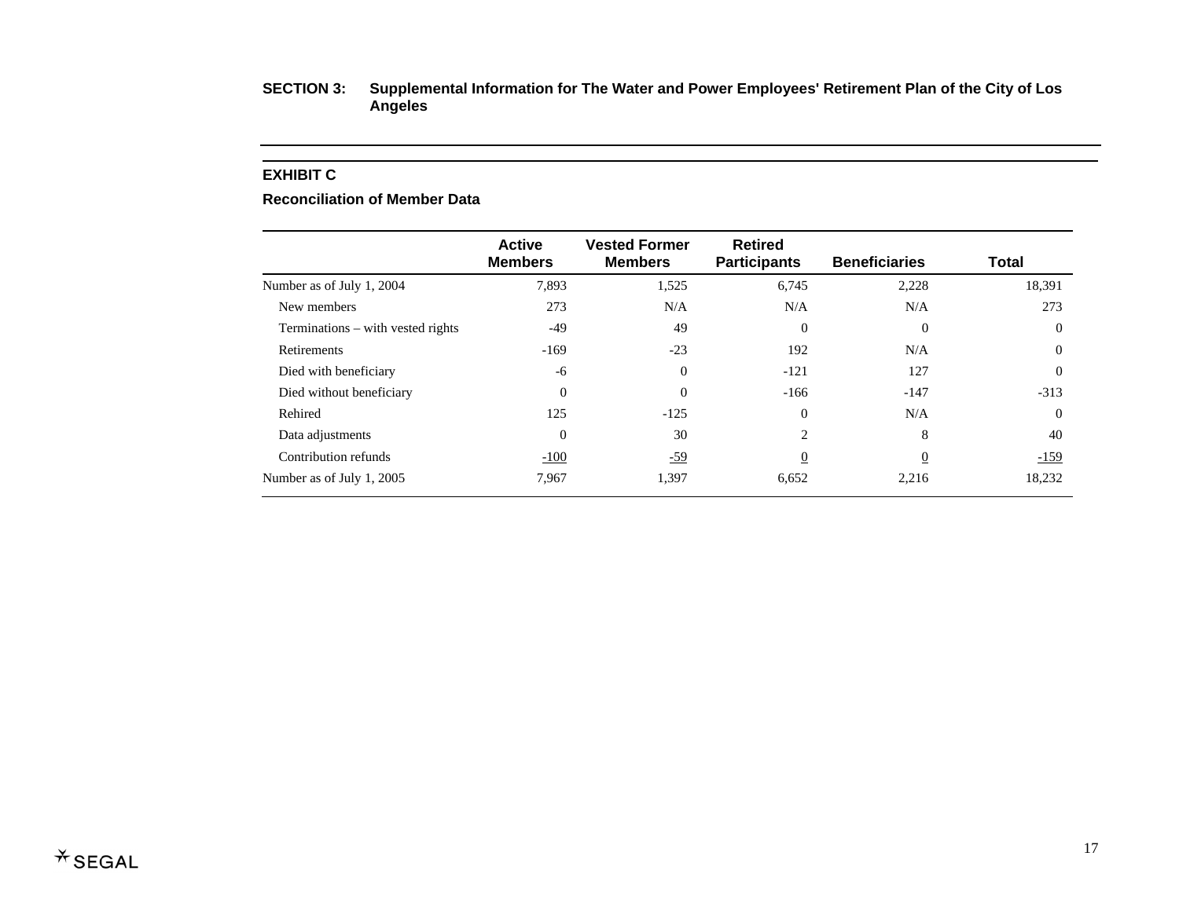**SECTION 3: Supplemental Information for The Water and Power Employees' Retirement Plan of the City of Los Angeles**

**EXHIBIT C**

**Reconciliation of Member Data**

| | Active Members | Vested Former Members | Retired Participants | Beneficiaries | Total |
|---|---|---|---|---|---|
| Number as of July 1, 2004 | 7,893 | 1,525 | 6,745 | 2,228 | 18,391 |
| New members | 273 | N/A | N/A | N/A | 273 |
| Terminations – with vested rights | -49 | 49 | 0 | 0 | 0 |
| Retirements | -169 | -23 | 192 | N/A | 0 |
| Died with beneficiary | -6 | 0 | -121 | 127 | 0 |
| Died without beneficiary | 0 | 0 | -166 | -147 | -313 |
| Rehired | 125 | -125 | 0 | N/A | 0 |
| Data adjustments | 0 | 30 | 2 | 8 | 40 |
| Contribution refunds | -100 | -59 | 0 | 0 | -159 |
| Number as of July 1, 2005 | 7,967 | 1,397 | 6,652 | 2,216 | 18,232 |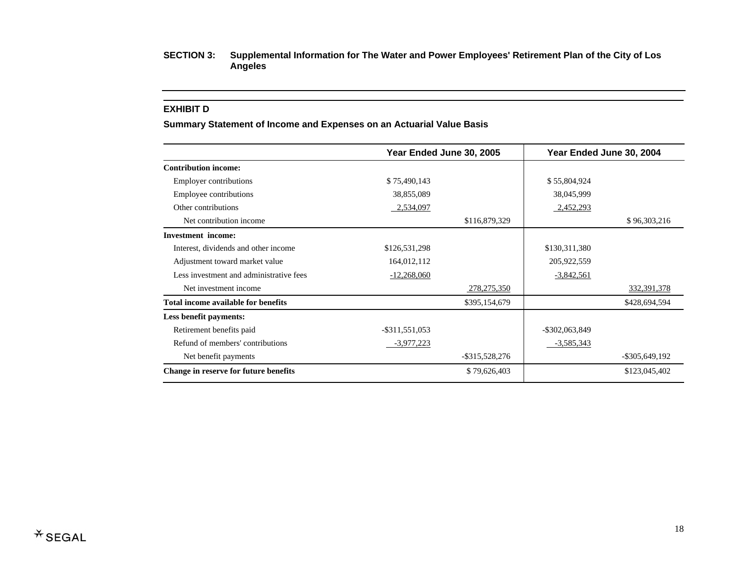**SECTION 3: Supplemental Information for The Water and Power Employees' Retirement Plan of the City of Los Angeles**

### EXHIBIT D

### Summary Statement of Income and Expenses on an Actuarial Value Basis

| | Year Ended June 30, 2005 | | Year Ended June 30, 2004 | |
|---|---|---|---|---|
| **Contribution income:** | | | | |
| Employer contributions | $ 75,490,143 | | $ 55,804,924 | |
| Employee contributions | 38,855,089 | | 38,045,999 | |
| Other contributions | 2,534,097 | | 2,452,293 | |
| Net contribution income | | $116,879,329 | | $ 96,303,216 |
| **Investment income:** | | | | |
| Interest, dividends and other income | $126,531,298 | | $130,311,380 | |
| Adjustment toward market value | 164,012,112 | | 205,922,559 | |
| Less investment and administrative fees | -12,268,060 | | -3,842,561 | |
| Net investment income | | 278,275,350 | | 332,391,378 |
| **Total income available for benefits** | | $395,154,679 | | $428,694,594 |
| **Less benefit payments:** | | | | |
| Retirement benefits paid | -$311,551,053 | | -$302,063,849 | |
| Refund of members' contributions | -3,977,223 | | -3,585,343 | |
| Net benefit payments | | -$315,528,276 | | -$305,649,192 |
| **Change in reserve for future benefits** | | $ 79,626,403 | | $123,045,402 |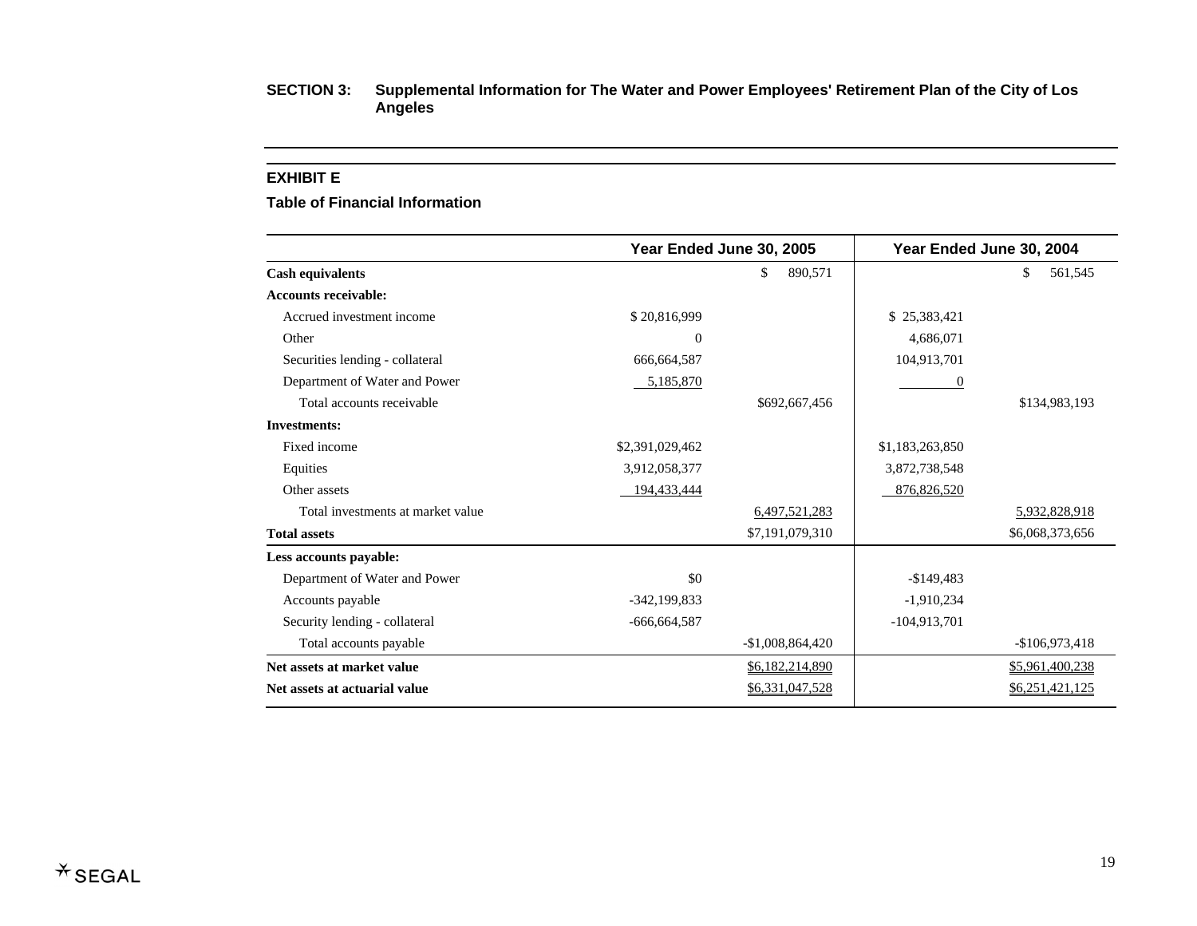**SECTION 3: Supplemental Information for The Water and Power Employees' Retirement Plan of the City of Los Angeles**

## EXHIBIT E

### Table of Financial Information

| | Year Ended June 30, 2005 | | Year Ended June 30, 2004 | |
|---|---|---|---|---|
| **Cash equivalents** | | $ 890,571 | | $ 561,545 |
| **Accounts receivable:** | | | | |
| Accrued investment income | $ 20,816,999 | | $ 25,383,421 | |
| Other | 0 | | 4,686,071 | |
| Securities lending - collateral | 666,664,587 | | 104,913,701 | |
| Department of Water and Power | 5,185,870 | | 0 | |
| Total accounts receivable | | $692,667,456 | | $134,983,193 |
| **Investments:** | | | | |
| Fixed income | $2,391,029,462 | | $1,183,263,850 | |
| Equities | 3,912,058,377 | | 3,872,738,548 | |
| Other assets | 194,433,444 | | 876,826,520 | |
| Total investments at market value | | 6,497,521,283 | | 5,932,828,918 |
| **Total assets** | | $7,191,079,310 | | $6,068,373,656 |
| **Less accounts payable:** | | | | |
| Department of Water and Power | $0 | | -$149,483 | |
| Accounts payable | -342,199,833 | | -1,910,234 | |
| Security lending - collateral | -666,664,587 | | -104,913,701 | |
| Total accounts payable | | -$1,008,864,420 | | -$106,973,418 |
| **Net assets at market value** | | $6,182,214,890 | | $5,961,400,238 |
| **Net assets at actuarial value** | | $6,331,047,528 | | $6,251,421,125 |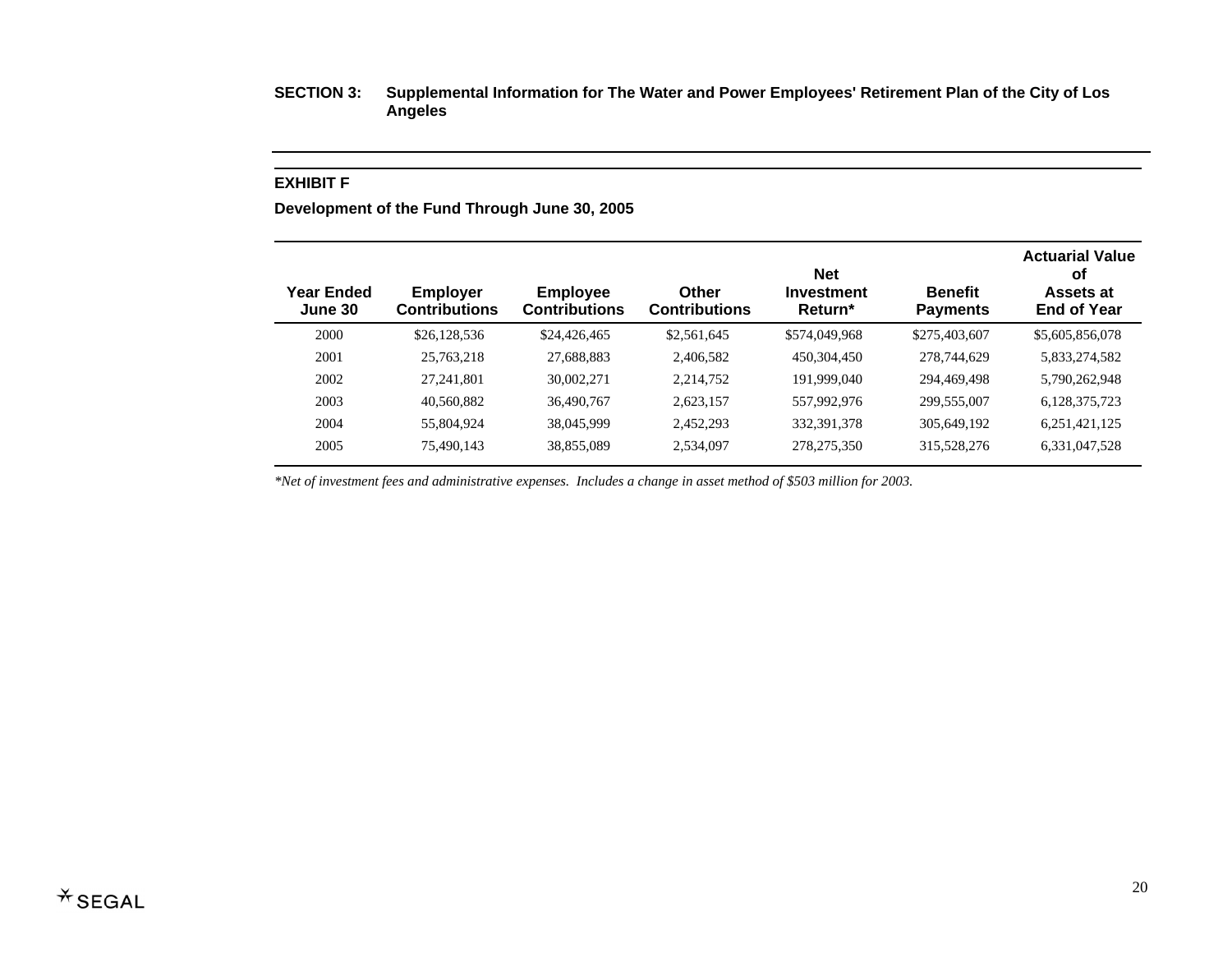**SECTION 3: Supplemental Information for The Water and Power Employees' Retirement Plan of the City of Los Angeles**

## EXHIBIT F

### Development of the Fund Through June 30, 2005

| Year Ended June 30 | Employer Contributions | Employee Contributions | Other Contributions | Net Investment Return* | Benefit Payments | Actuarial Value of Assets at End of Year |
|---|---|---|---|---|---|---|
| 2000 | $26,128,536 | $24,426,465 | $2,561,645 | $574,049,968 | $275,403,607 | $5,605,856,078 |
| 2001 | 25,763,218 | 27,688,883 | 2,406,582 | 450,304,450 | 278,744,629 | 5,833,274,582 |
| 2002 | 27,241,801 | 30,002,271 | 2,214,752 | 191,999,040 | 294,469,498 | 5,790,262,948 |
| 2003 | 40,560,882 | 36,490,767 | 2,623,157 | 557,992,976 | 299,555,007 | 6,128,375,723 |
| 2004 | 55,804,924 | 38,045,999 | 2,452,293 | 332,391,378 | 305,649,192 | 6,251,421,125 |
| 2005 | 75,490,143 | 38,855,089 | 2,534,097 | 278,275,350 | 315,528,276 | 6,331,047,528 |

*\*Net of investment fees and administrative expenses. Includes a change in asset method of $503 million for 2003.*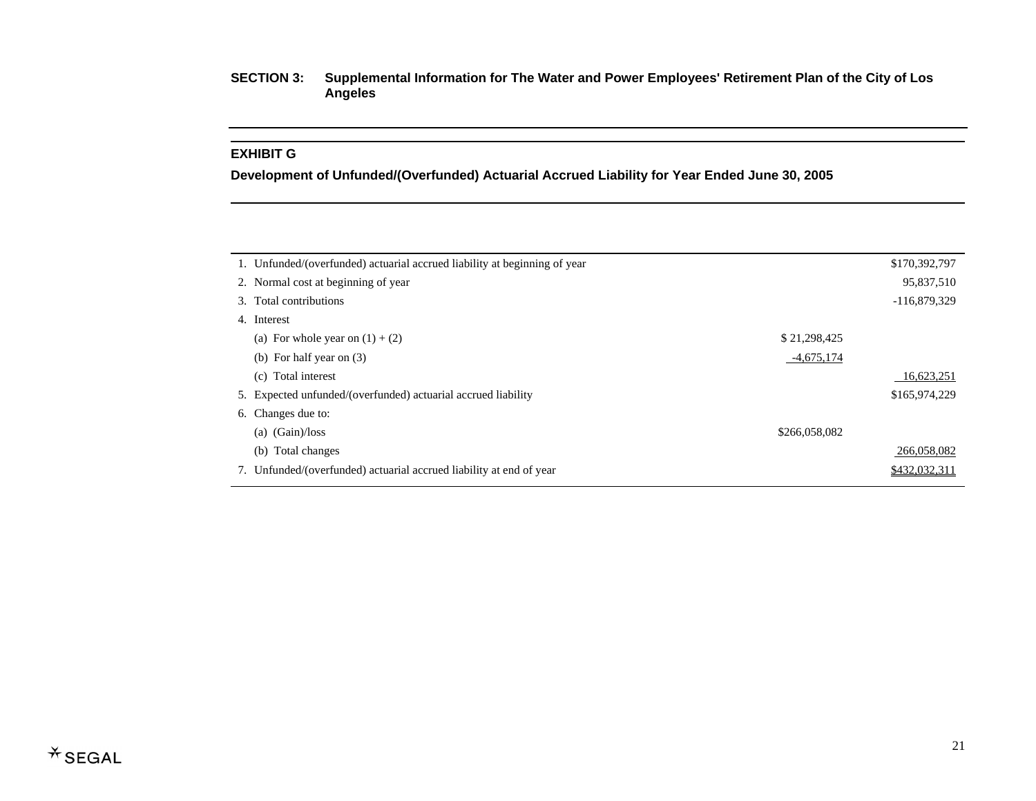**SECTION 3: Supplemental Information for The Water and Power Employees' Retirement Plan of the City of Los Angeles**

## EXHIBIT G

### Development of Unfunded/(Overfunded) Actuarial Accrued Liability for Year Ended June 30, 2005

| | | |
|---|---|---|
| 1. Unfunded/(overfunded) actuarial accrued liability at beginning of year | | $170,392,797 |
| 2. Normal cost at beginning of year | | 95,837,510 |
| 3. Total contributions | | -116,879,329 |
| 4. Interest | | |
| (a) For whole year on (1) + (2) | $ 21,298,425 | |
| (b) For half year on (3) | -4,675,174 | |
| (c) Total interest | | 16,623,251 |
| 5. Expected unfunded/(overfunded) actuarial accrued liability | | $165,974,229 |
| 6. Changes due to: | | |
| (a) (Gain)/loss | $266,058,082 | |
| (b) Total changes | | 266,058,082 |
| 7. Unfunded/(overfunded) actuarial accrued liability at end of year | | $432,032,311 |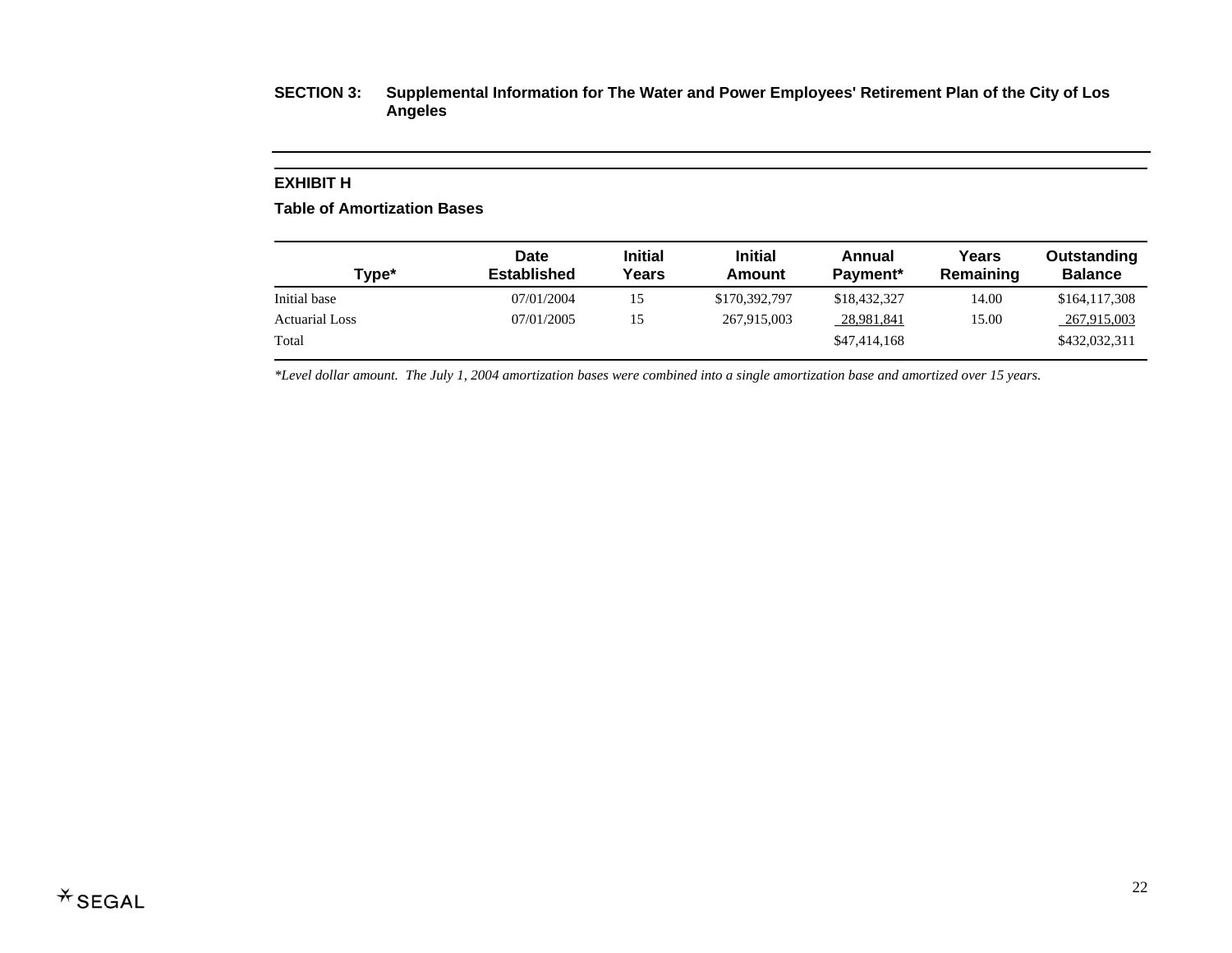**SECTION 3: Supplemental Information for The Water and Power Employees' Retirement Plan of the City of Los Angeles**

## EXHIBIT H

### Table of Amortization Bases

| Type* | Date Established | Initial Years | Initial Amount | Annual Payment* | Years Remaining | Outstanding Balance |
|---|---|---|---|---|---|---|
| Initial base | 07/01/2004 | 15 | $170,392,797 | $18,432,327 | 14.00 | $164,117,308 |
| Actuarial Loss | 07/01/2005 | 15 | 267,915,003 | 28,981,841 | 15.00 | 267,915,003 |
| Total | | | | $47,414,168 | | $432,032,311 |

*\*Level dollar amount. The July 1, 2004 amortization bases were combined into a single amortization base and amortized over 15 years.*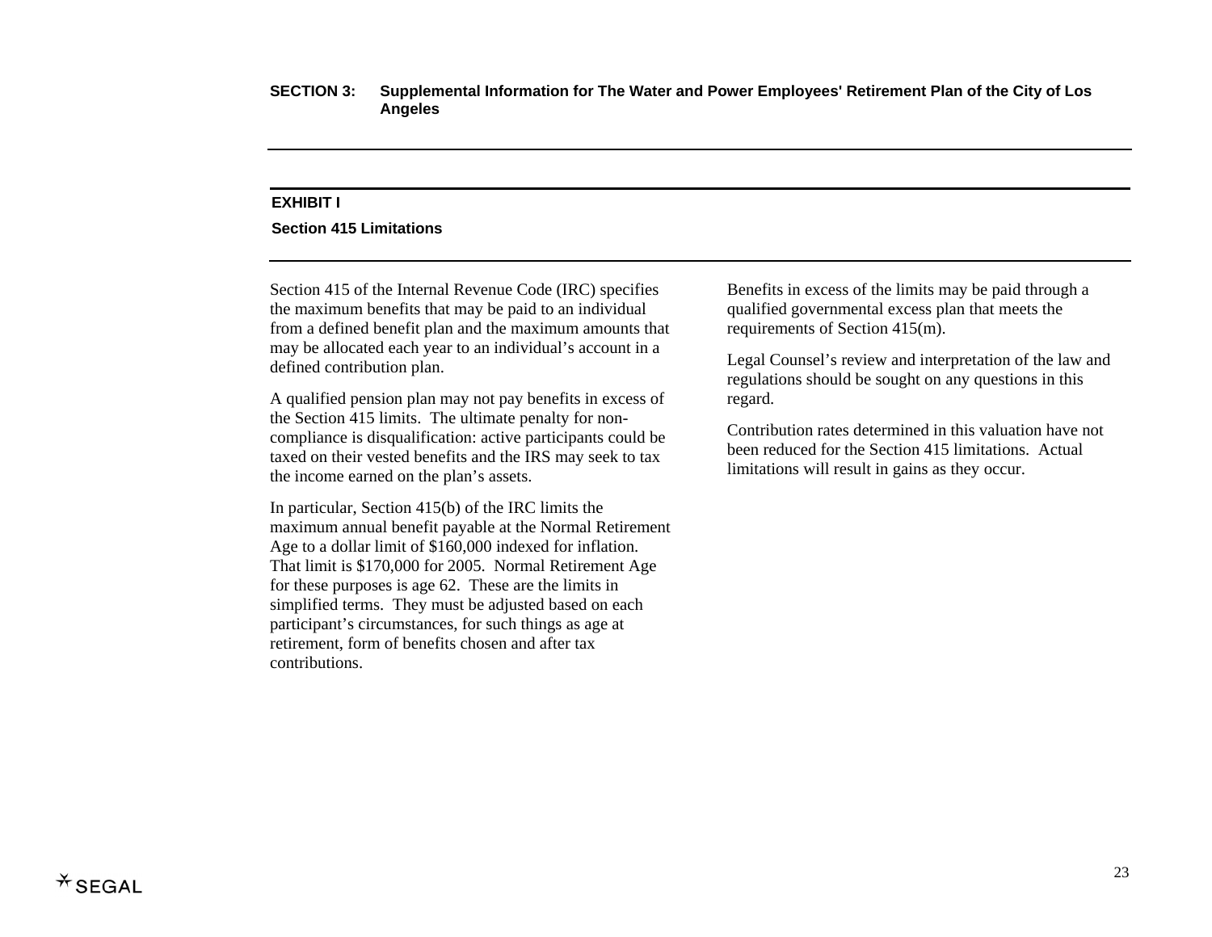## EXHIBIT I

### Section 415 Limitations

Section 415 of the Internal Revenue Code (IRC) specifies the maximum benefits that may be paid to an individual from a defined benefit plan and the maximum amounts that may be allocated each year to an individual's account in a defined contribution plan.

A qualified pension plan may not pay benefits in excess of the Section 415 limits. The ultimate penalty for non-compliance is disqualification: active participants could be taxed on their vested benefits and the IRS may seek to tax the income earned on the plan's assets.

In particular, Section 415(b) of the IRC limits the maximum annual benefit payable at the Normal Retirement Age to a dollar limit of $160,000 indexed for inflation. That limit is $170,000 for 2005. Normal Retirement Age for these purposes is age 62. These are the limits in simplified terms. They must be adjusted based on each participant's circumstances, for such things as age at retirement, form of benefits chosen and after tax contributions.

Benefits in excess of the limits may be paid through a qualified governmental excess plan that meets the requirements of Section 415(m).

Legal Counsel's review and interpretation of the law and regulations should be sought on any questions in this regard.

Contribution rates determined in this valuation have not been reduced for the Section 415 limitations. Actual limitations will result in gains as they occur.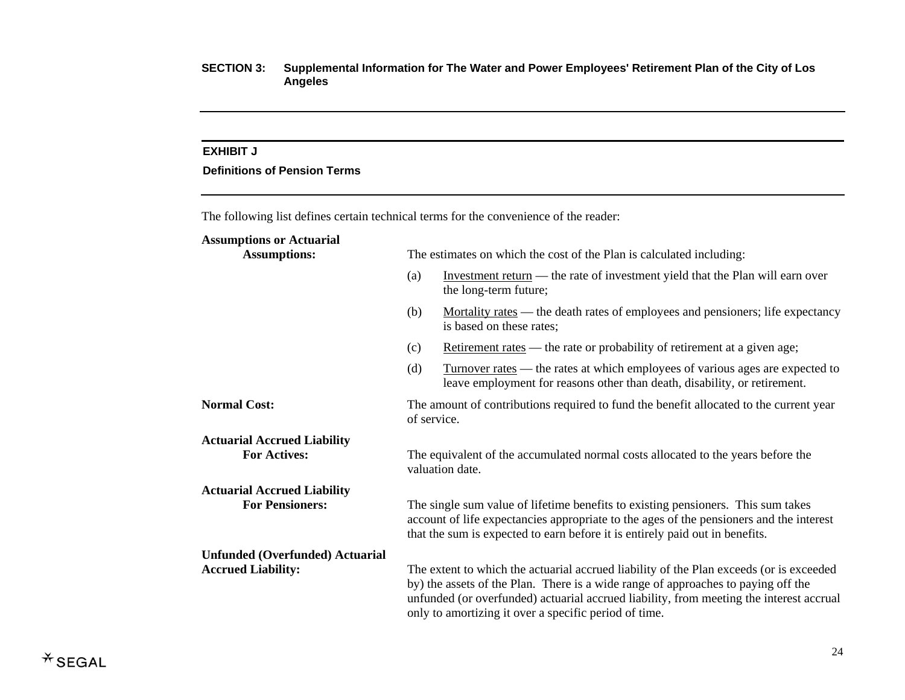## EXHIBIT J

### Definitions of Pension Terms

The following list defines certain technical terms for the convenience of the reader:

**Assumptions or Actuarial Assumptions:** The estimates on which the cost of the Plan is calculated including:

(a) Investment return — the rate of investment yield that the Plan will earn over the long-term future;

(b) Mortality rates — the death rates of employees and pensioners; life expectancy is based on these rates;

(c) Retirement rates — the rate or probability of retirement at a given age;

(d) Turnover rates — the rates at which employees of various ages are expected to leave employment for reasons other than death, disability, or retirement.

**Normal Cost:** The amount of contributions required to fund the benefit allocated to the current year of service.

**Actuarial Accrued Liability For Actives:** The equivalent of the accumulated normal costs allocated to the years before the valuation date.

**Actuarial Accrued Liability For Pensioners:** The single sum value of lifetime benefits to existing pensioners. This sum takes account of life expectancies appropriate to the ages of the pensioners and the interest that the sum is expected to earn before it is entirely paid out in benefits.

**Unfunded (Overfunded) Actuarial Accrued Liability:** The extent to which the actuarial accrued liability of the Plan exceeds (or is exceeded by) the assets of the Plan. There is a wide range of approaches to paying off the unfunded (or overfunded) actuarial accrued liability, from meeting the interest accrual only to amortizing it over a specific period of time.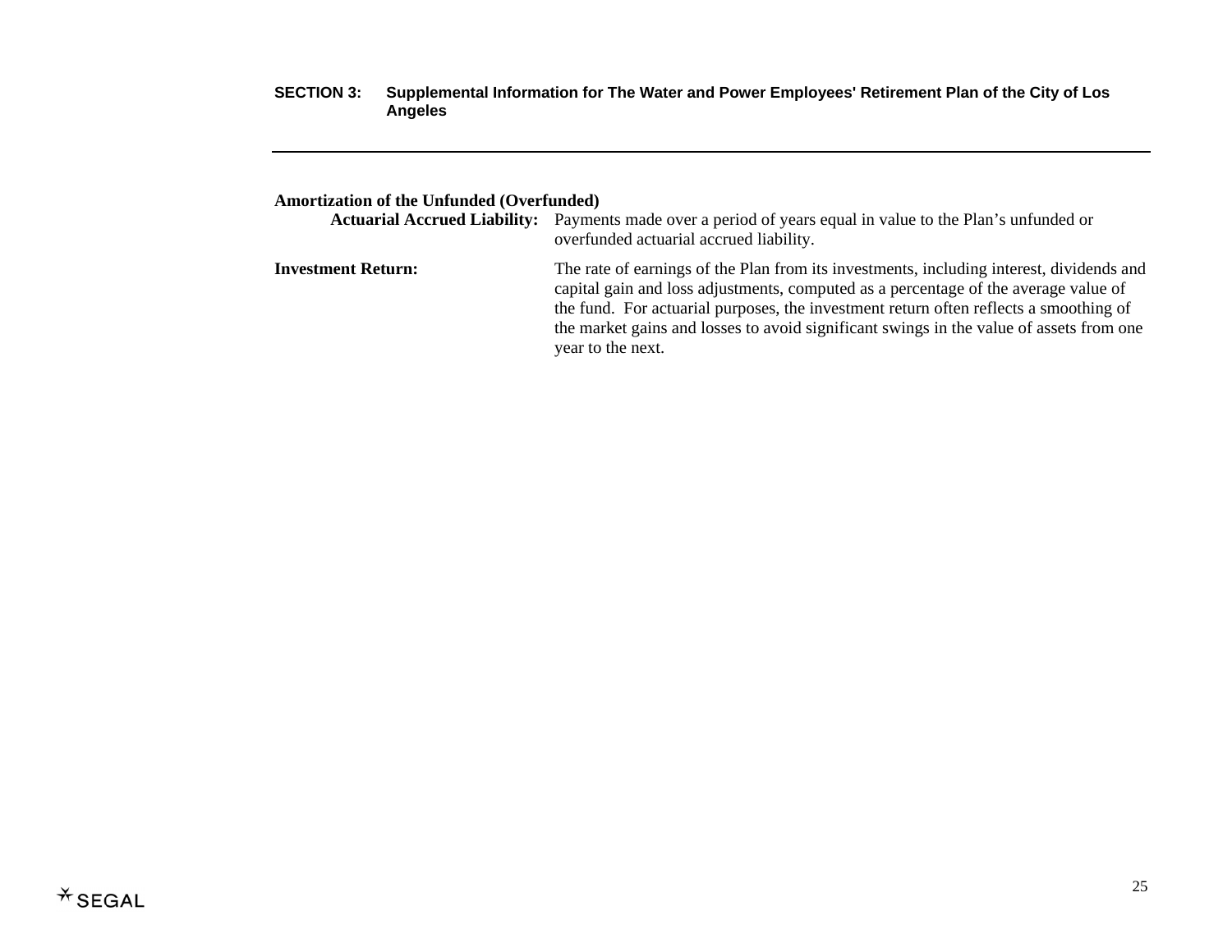**Amortization of the Unfunded (Overfunded) Actuarial Accrued Liability:** Payments made over a period of years equal in value to the Plan's unfunded or overfunded actuarial accrued liability.

**Investment Return:** The rate of earnings of the Plan from its investments, including interest, dividends and capital gain and loss adjustments, computed as a percentage of the average value of the fund. For actuarial purposes, the investment return often reflects a smoothing of the market gains and losses to avoid significant swings in the value of assets from one year to the next.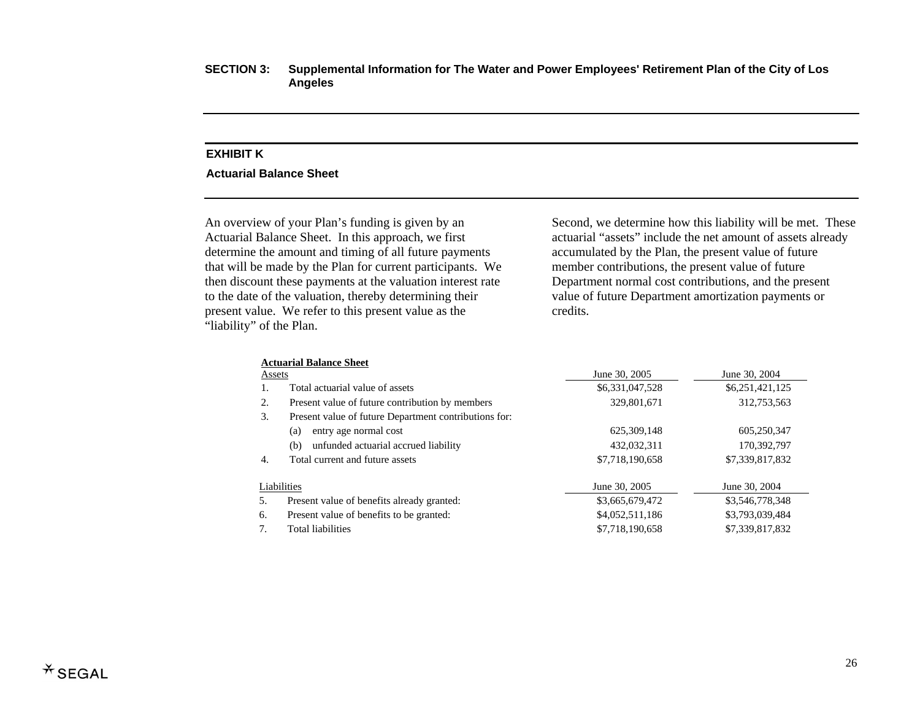**SECTION 3: Supplemental Information for The Water and Power Employees' Retirement Plan of the City of Los Angeles**

## EXHIBIT K

### Actuarial Balance Sheet

An overview of your Plan's funding is given by an Actuarial Balance Sheet. In this approach, we first determine the amount and timing of all future payments that will be made by the Plan for current participants. We then discount these payments at the valuation interest rate to the date of the valuation, thereby determining their present value. We refer to this present value as the "liability" of the Plan.

Second, we determine how this liability will be met. These actuarial "assets" include the net amount of assets already accumulated by the Plan, the present value of future member contributions, the present value of future Department normal cost contributions, and the present value of future Department amortization payments or credits.

**Actuarial Balance Sheet**

| Assets | June 30, 2005 | June 30, 2004 |
|---|---|---|
| 1. Total actuarial value of assets | $6,331,047,528 | $6,251,421,125 |
| 2. Present value of future contribution by members | 329,801,671 | 312,753,563 |
| 3. Present value of future Department contributions for: | | |
| (a) entry age normal cost | 625,309,148 | 605,250,347 |
| (b) unfunded actuarial accrued liability | 432,032,311 | 170,392,797 |
| 4. Total current and future assets | $7,718,190,658 | $7,339,817,832 |

| Liabilities | June 30, 2005 | June 30, 2004 |
|---|---|---|
| 5. Present value of benefits already granted: | $3,665,679,472 | $3,546,778,348 |
| 6. Present value of benefits to be granted: | $4,052,511,186 | $3,793,039,484 |
| 7. Total liabilities | $7,718,190,658 | $7,339,817,832 |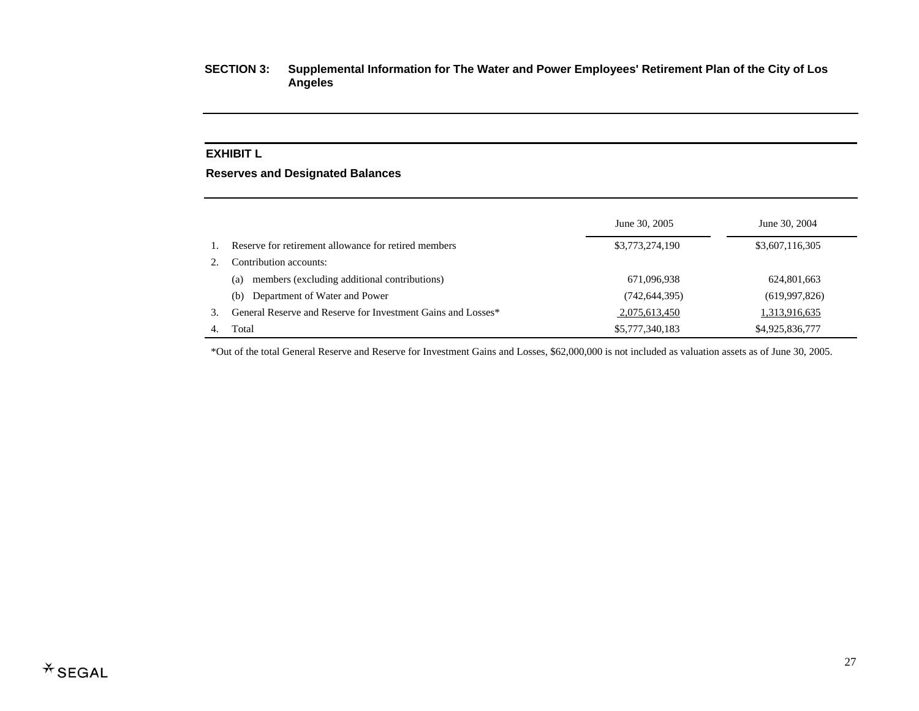**SECTION 3: Supplemental Information for The Water and Power Employees' Retirement Plan of the City of Los Angeles**

## EXHIBIT L

### Reserves and Designated Balances

| | | June 30, 2005 | June 30, 2004 |
|---|---|---|---|
| 1. | Reserve for retirement allowance for retired members | $3,773,274,190 | $3,607,116,305 |
| 2. | Contribution accounts: | | |
| | (a) members (excluding additional contributions) | 671,096,938 | 624,801,663 |
| | (b) Department of Water and Power | (742,644,395) | (619,997,826) |
| 3. | General Reserve and Reserve for Investment Gains and Losses* | 2,075,613,450 | 1,313,916,635 |
| 4. | Total | $5,777,340,183 | $4,925,836,777 |

*Out of the total General Reserve and Reserve for Investment Gains and Losses, $62,000,000 is not included as valuation assets as of June 30, 2005.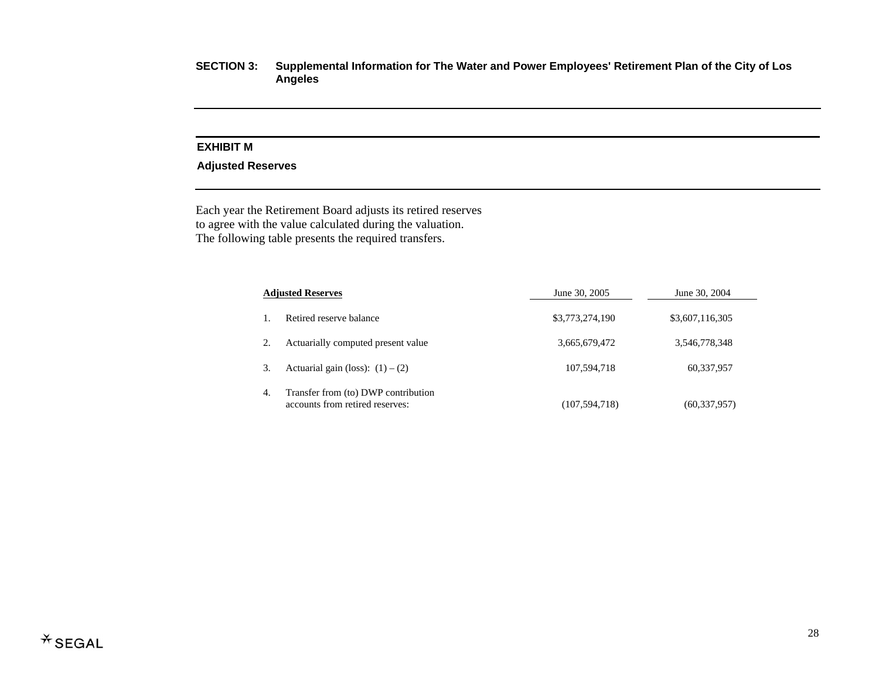**SECTION 3: Supplemental Information for The Water and Power Employees' Retirement Plan of the City of Los Angeles**

## EXHIBIT M

### Adjusted Reserves

Each year the Retirement Board adjusts its retired reserves to agree with the value calculated during the valuation. The following table presents the required transfers.

| | Adjusted Reserves | June 30, 2005 | June 30, 2004 |
|---|---|---|---|
| 1. | Retired reserve balance | $3,773,274,190 | $3,607,116,305 |
| 2. | Actuarially computed present value | 3,665,679,472 | 3,546,778,348 |
| 3. | Actuarial gain (loss): (1) – (2) | 107,594,718 | 60,337,957 |
| 4. | Transfer from (to) DWP contribution accounts from retired reserves: | (107,594,718) | (60,337,957) |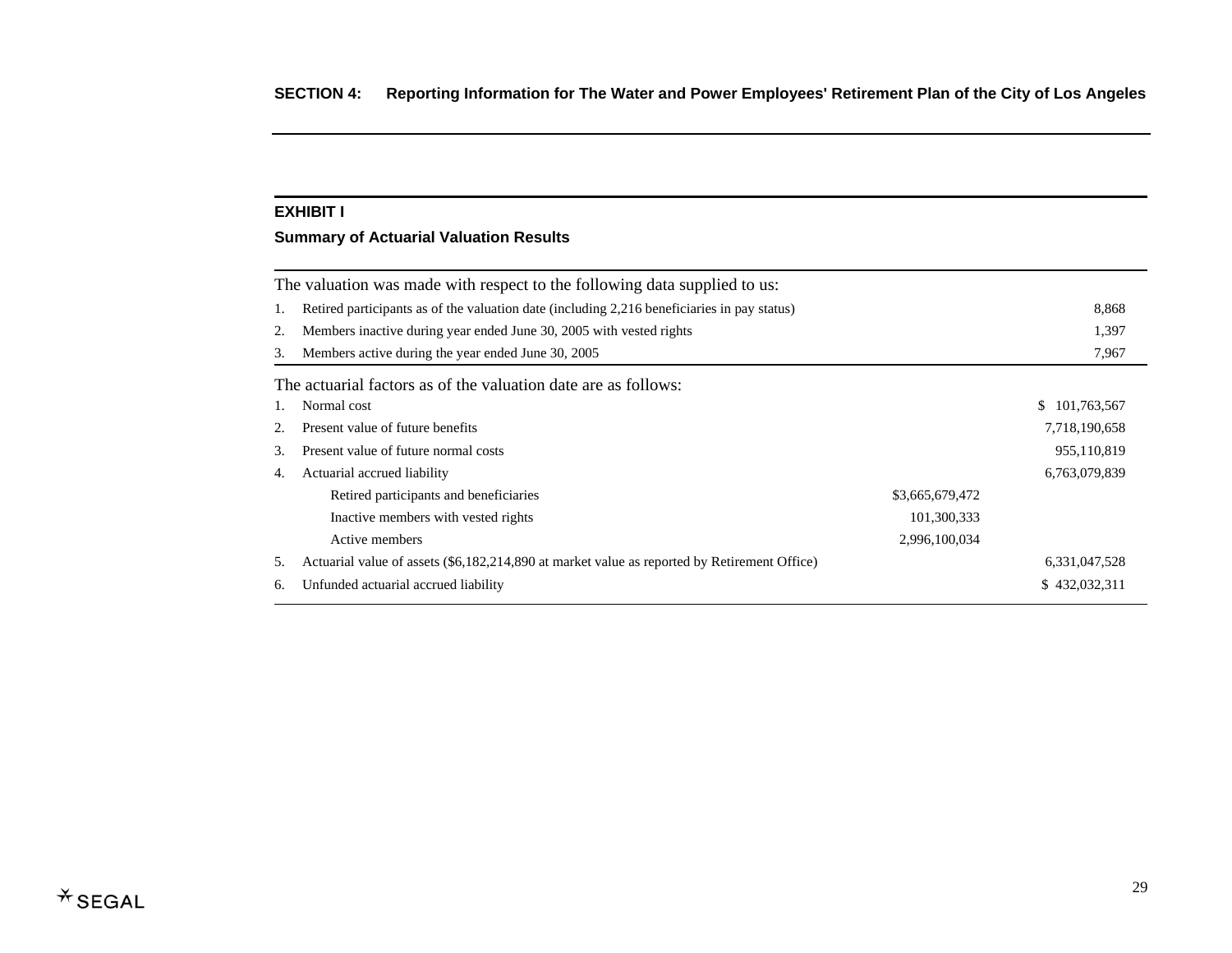## SECTION 4: Reporting Information for The Water and Power Employees' Retirement Plan of the City of Los Angeles

### EXHIBIT I

### Summary of Actuarial Valuation Results

| The valuation was made with respect to the following data supplied to us: | | |
|---|---|---|
| 1. Retired participants as of the valuation date (including 2,216 beneficiaries in pay status) | | 8,868 |
| 2. Members inactive during year ended June 30, 2005 with vested rights | | 1,397 |
| 3. Members active during the year ended June 30, 2005 | | 7,967 |
| **The actuarial factors as of the valuation date are as follows:** | | |
| 1. Normal cost | | $ 101,763,567 |
| 2. Present value of future benefits | | 7,718,190,658 |
| 3. Present value of future normal costs | | 955,110,819 |
| 4. Actuarial accrued liability | | 6,763,079,839 |
| Retired participants and beneficiaries | $3,665,679,472 | |
| Inactive members with vested rights | 101,300,333 | |
| Active members | 2,996,100,034 | |
| 5. Actuarial value of assets ($6,182,214,890 at market value as reported by Retirement Office) | | 6,331,047,528 |
| 6. Unfunded actuarial accrued liability | | $ 432,032,311 |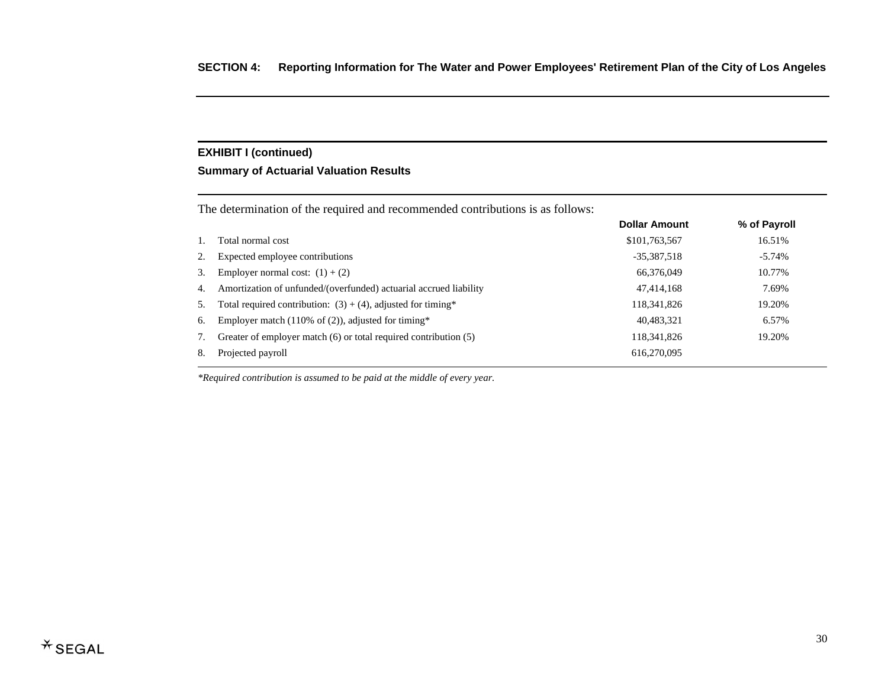## EXHIBIT I (continued)

### Summary of Actuarial Valuation Results

The determination of the required and recommended contributions is as follows:

| | | Dollar Amount | % of Payroll |
|---|---|---|---|
| 1. | Total normal cost | $101,763,567 | 16.51% |
| 2. | Expected employee contributions | -35,387,518 | -5.74% |
| 3. | Employer normal cost: (1) + (2) | 66,376,049 | 10.77% |
| 4. | Amortization of unfunded/(overfunded) actuarial accrued liability | 47,414,168 | 7.69% |
| 5. | Total required contribution: (3) + (4), adjusted for timing* | 118,341,826 | 19.20% |
| 6. | Employer match (110% of (2)), adjusted for timing* | 40,483,321 | 6.57% |
| 7. | Greater of employer match (6) or total required contribution (5) | 118,341,826 | 19.20% |
| 8. | Projected payroll | 616,270,095 | |

*\*Required contribution is assumed to be paid at the middle of every year.*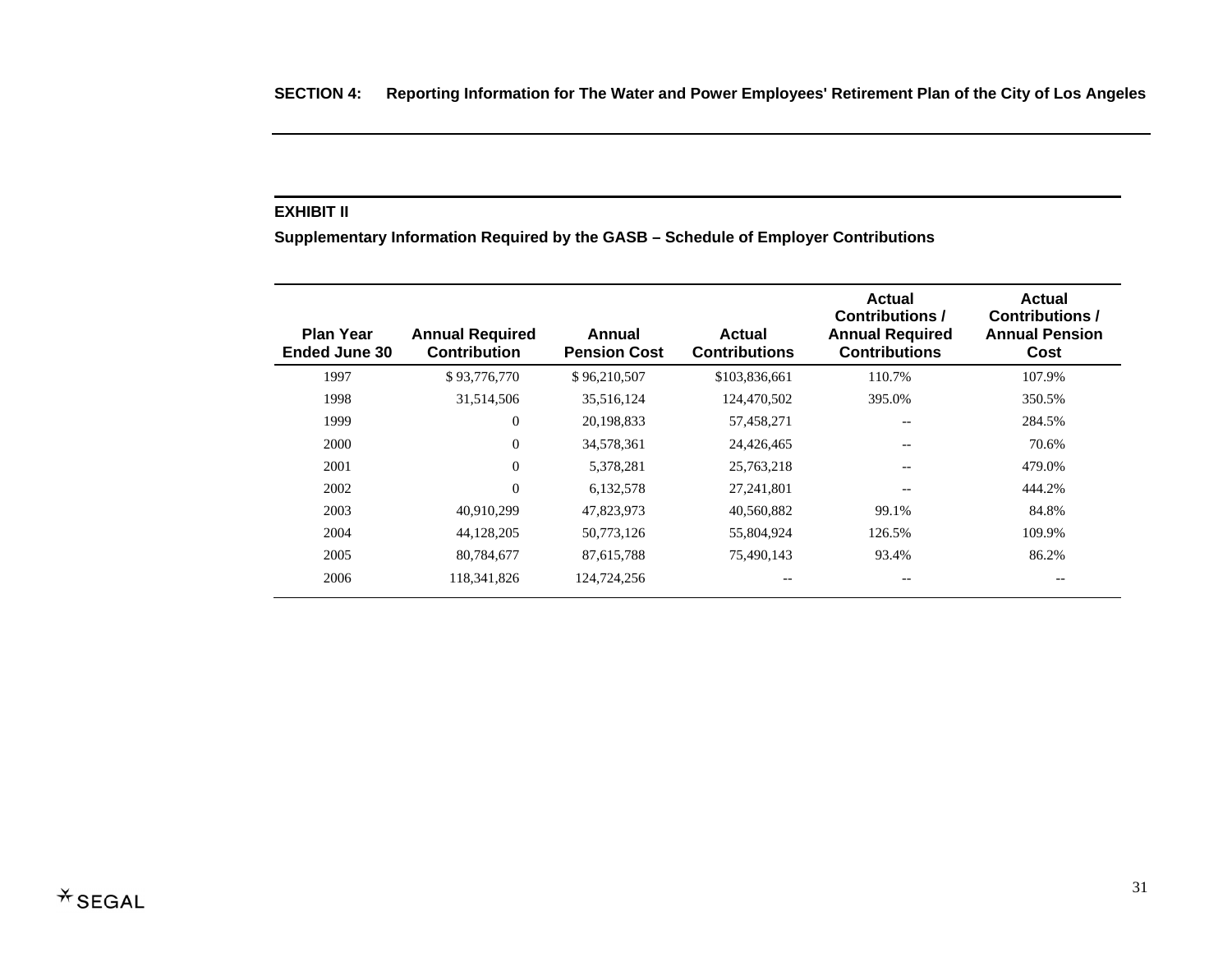## SECTION 4: Reporting Information for The Water and Power Employees' Retirement Plan of the City of Los Angeles

### EXHIBIT II

**Supplementary Information Required by the GASB – Schedule of Employer Contributions**

| Plan Year Ended June 30 | Annual Required Contribution | Annual Pension Cost | Actual Contributions | Actual Contributions / Annual Required Contributions | Actual Contributions / Annual Pension Cost |
|---|---|---|---|---|---|
| 1997 | $ 93,776,770 | $ 96,210,507 | $103,836,661 | 110.7% | 107.9% |
| 1998 | 31,514,506 | 35,516,124 | 124,470,502 | 395.0% | 350.5% |
| 1999 | 0 | 20,198,833 | 57,458,271 | -- | 284.5% |
| 2000 | 0 | 34,578,361 | 24,426,465 | -- | 70.6% |
| 2001 | 0 | 5,378,281 | 25,763,218 | -- | 479.0% |
| 2002 | 0 | 6,132,578 | 27,241,801 | -- | 444.2% |
| 2003 | 40,910,299 | 47,823,973 | 40,560,882 | 99.1% | 84.8% |
| 2004 | 44,128,205 | 50,773,126 | 55,804,924 | 126.5% | 109.9% |
| 2005 | 80,784,677 | 87,615,788 | 75,490,143 | 93.4% | 86.2% |
| 2006 | 118,341,826 | 124,724,256 | -- | -- | -- |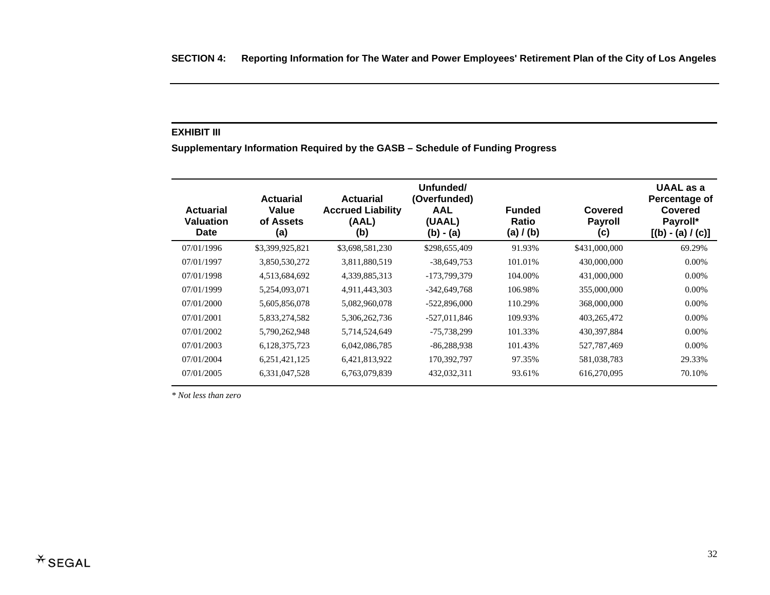**SECTION 4: Reporting Information for The Water and Power Employees' Retirement Plan of the City of Los Angeles**

## EXHIBIT III

### Supplementary Information Required by the GASB – Schedule of Funding Progress

| Actuarial Valuation Date | Actuarial Value of Assets (a) | Actuarial Accrued Liability (AAL) (b) | Unfunded/ (Overfunded) AAL (UAAL) (b) - (a) | Funded Ratio (a) / (b) | Covered Payroll (c) | UAAL as a Percentage of Covered Payroll* [(b) - (a) / (c)] |
|---|---|---|---|---|---|---|
| 07/01/1996 | $3,399,925,821 | $3,698,581,230 | $298,655,409 | 91.93% | $431,000,000 | 69.29% |
| 07/01/1997 | 3,850,530,272 | 3,811,880,519 | -38,649,753 | 101.01% | 430,000,000 | 0.00% |
| 07/01/1998 | 4,513,684,692 | 4,339,885,313 | -173,799,379 | 104.00% | 431,000,000 | 0.00% |
| 07/01/1999 | 5,254,093,071 | 4,911,443,303 | -342,649,768 | 106.98% | 355,000,000 | 0.00% |
| 07/01/2000 | 5,605,856,078 | 5,082,960,078 | -522,896,000 | 110.29% | 368,000,000 | 0.00% |
| 07/01/2001 | 5,833,274,582 | 5,306,262,736 | -527,011,846 | 109.93% | 403,265,472 | 0.00% |
| 07/01/2002 | 5,790,262,948 | 5,714,524,649 | -75,738,299 | 101.33% | 430,397,884 | 0.00% |
| 07/01/2003 | 6,128,375,723 | 6,042,086,785 | -86,288,938 | 101.43% | 527,787,469 | 0.00% |
| 07/01/2004 | 6,251,421,125 | 6,421,813,922 | 170,392,797 | 97.35% | 581,038,783 | 29.33% |
| 07/01/2005 | 6,331,047,528 | 6,763,079,839 | 432,032,311 | 93.61% | 616,270,095 | 70.10% |

*\* Not less than zero*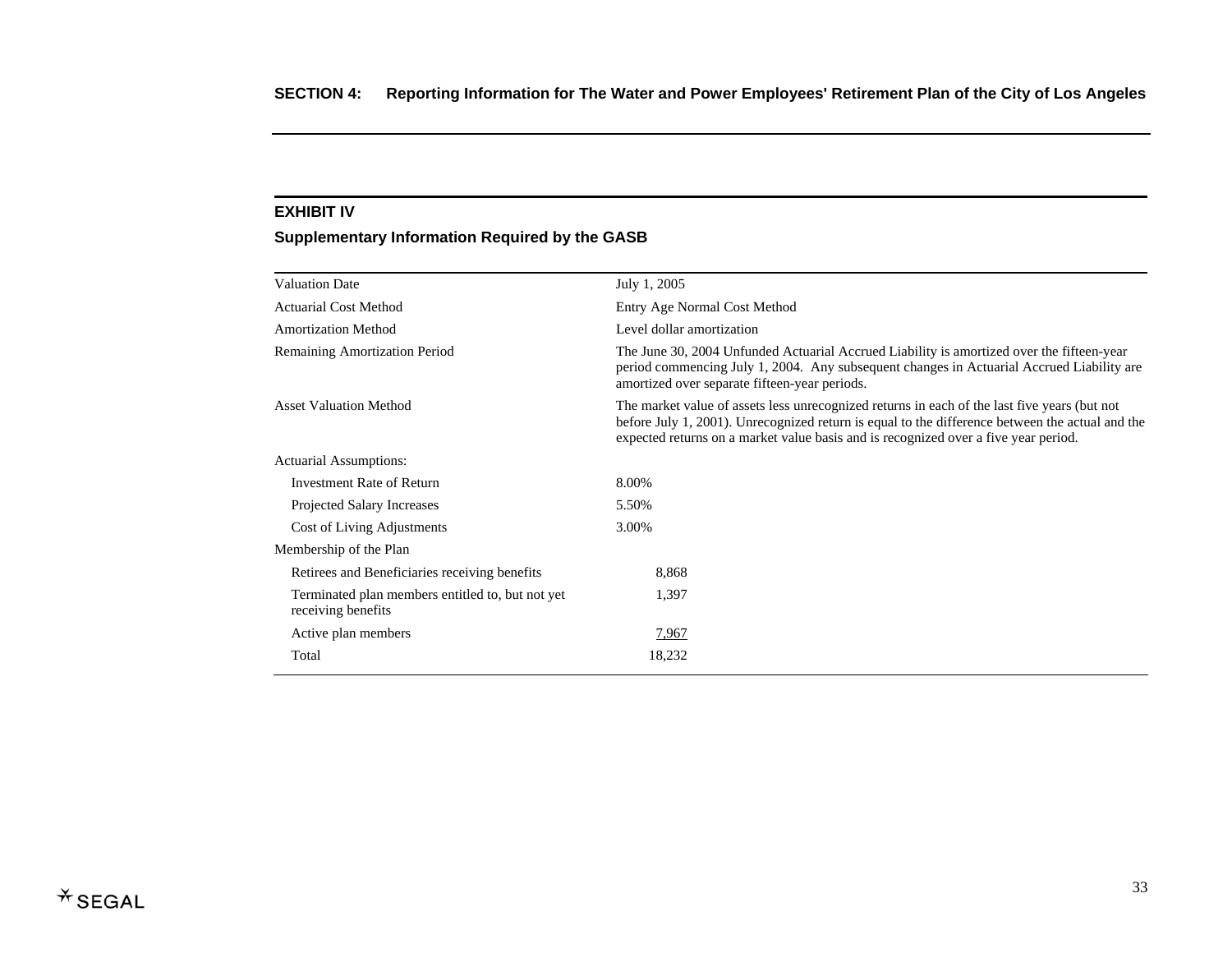## SECTION 4: Reporting Information for The Water and Power Employees' Retirement Plan of the City of Los Angeles

### EXHIBIT IV

### Supplementary Information Required by the GASB

| | |
|---|---|
| Valuation Date | July 1, 2005 |
| Actuarial Cost Method | Entry Age Normal Cost Method |
| Amortization Method | Level dollar amortization |
| Remaining Amortization Period | The June 30, 2004 Unfunded Actuarial Accrued Liability is amortized over the fifteen-year period commencing July 1, 2004. Any subsequent changes in Actuarial Accrued Liability are amortized over separate fifteen-year periods. |
| Asset Valuation Method | The market value of assets less unrecognized returns in each of the last five years (but not before July 1, 2001). Unrecognized return is equal to the difference between the actual and the expected returns on a market value basis and is recognized over a five year period. |
| Actuarial Assumptions: | |
| Investment Rate of Return | 8.00% |
| Projected Salary Increases | 5.50% |
| Cost of Living Adjustments | 3.00% |
| Membership of the Plan | |
| Retirees and Beneficiaries receiving benefits | 8,868 |
| Terminated plan members entitled to, but not yet receiving benefits | 1,397 |
| Active plan members | 7,967 |
| Total | 18,232 |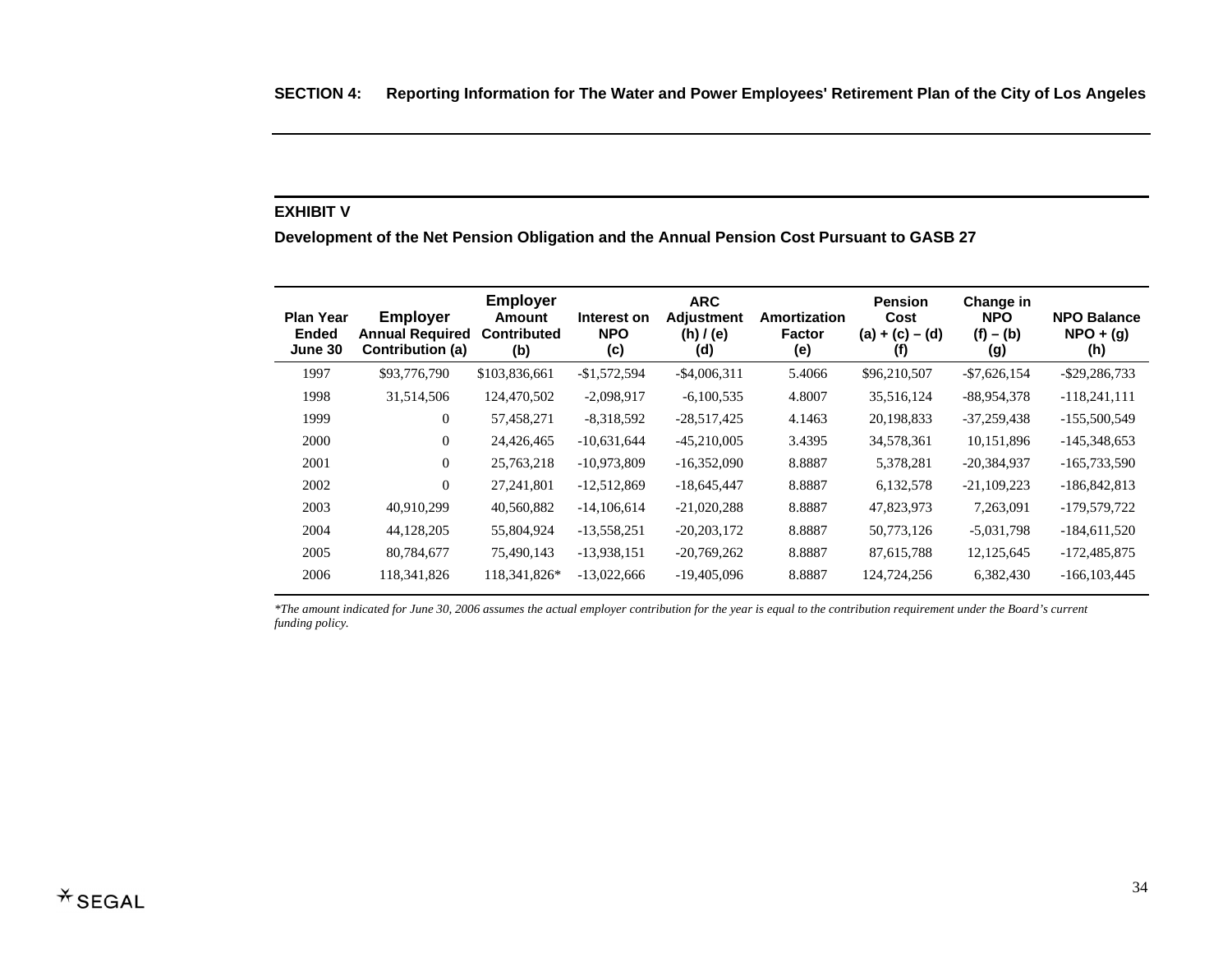**SECTION 4: Reporting Information for The Water and Power Employees' Retirement Plan of the City of Los Angeles**

## EXHIBIT V

### Development of the Net Pension Obligation and the Annual Pension Cost Pursuant to GASB 27

| Plan Year Ended June 30 | Employer Annual Required Contribution (a) | Employer Amount Contributed (b) | Interest on NPO (c) | ARC Adjustment (h) / (e) (d) | Amortization Factor (e) | Pension Cost (a) + (c) – (d) (f) | Change in NPO (f) – (b) (g) | NPO Balance NPO + (g) (h) |
|---|---|---|---|---|---|---|---|---|
| 1997 | $93,776,790 | $103,836,661 | -$1,572,594 | -$4,006,311 | 5.4066 | $96,210,507 | -$7,626,154 | -$29,286,733 |
| 1998 | 31,514,506 | 124,470,502 | -2,098,917 | -6,100,535 | 4.8007 | 35,516,124 | -88,954,378 | -118,241,111 |
| 1999 | 0 | 57,458,271 | -8,318,592 | -28,517,425 | 4.1463 | 20,198,833 | -37,259,438 | -155,500,549 |
| 2000 | 0 | 24,426,465 | -10,631,644 | -45,210,005 | 3.4395 | 34,578,361 | 10,151,896 | -145,348,653 |
| 2001 | 0 | 25,763,218 | -10,973,809 | -16,352,090 | 8.8887 | 5,378,281 | -20,384,937 | -165,733,590 |
| 2002 | 0 | 27,241,801 | -12,512,869 | -18,645,447 | 8.8887 | 6,132,578 | -21,109,223 | -186,842,813 |
| 2003 | 40,910,299 | 40,560,882 | -14,106,614 | -21,020,288 | 8.8887 | 47,823,973 | 7,263,091 | -179,579,722 |
| 2004 | 44,128,205 | 55,804,924 | -13,558,251 | -20,203,172 | 8.8887 | 50,773,126 | -5,031,798 | -184,611,520 |
| 2005 | 80,784,677 | 75,490,143 | -13,938,151 | -20,769,262 | 8.8887 | 87,615,788 | 12,125,645 | -172,485,875 |
| 2006 | 118,341,826 | 118,341,826* | -13,022,666 | -19,405,096 | 8.8887 | 124,724,256 | 6,382,430 | -166,103,445 |

*\*The amount indicated for June 30, 2006 assumes the actual employer contribution for the year is equal to the contribution requirement under the Board's current funding policy.*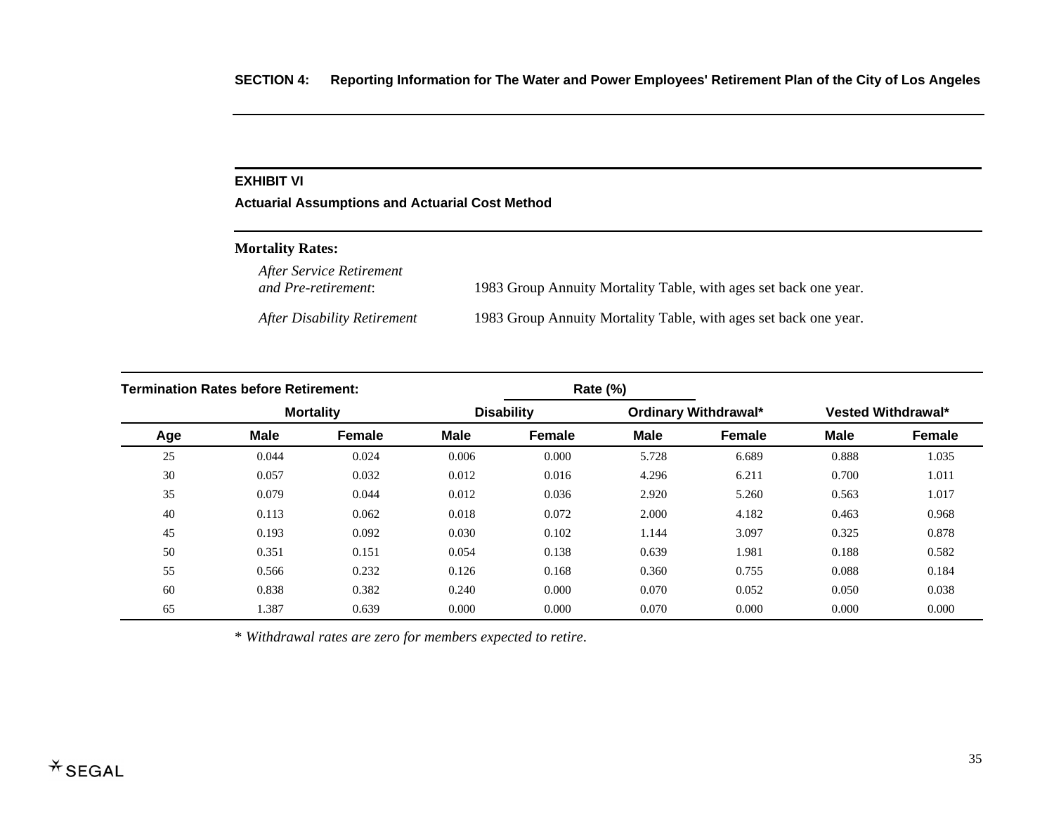## EXHIBIT VI

**Actuarial Assumptions and Actuarial Cost Method**

**Mortality Rates:**

*After Service Retirement and Pre-retirement*: 1983 Group Annuity Mortality Table, with ages set back one year.

*After Disability Retirement* 1983 Group Annuity Mortality Table, with ages set back one year.

**Termination Rates before Retirement:**

| | Rate (%) | | | | | | | |
|---|---|---|---|---|---|---|---|---|
| | Mortality | | Disability | | Ordinary Withdrawal* | | Vested Withdrawal* | |
| Age | Male | Female | Male | Female | Male | Female | Male | Female |
| 25 | 0.044 | 0.024 | 0.006 | 0.000 | 5.728 | 6.689 | 0.888 | 1.035 |
| 30 | 0.057 | 0.032 | 0.012 | 0.016 | 4.296 | 6.211 | 0.700 | 1.011 |
| 35 | 0.079 | 0.044 | 0.012 | 0.036 | 2.920 | 5.260 | 0.563 | 1.017 |
| 40 | 0.113 | 0.062 | 0.018 | 0.072 | 2.000 | 4.182 | 0.463 | 0.968 |
| 45 | 0.193 | 0.092 | 0.030 | 0.102 | 1.144 | 3.097 | 0.325 | 0.878 |
| 50 | 0.351 | 0.151 | 0.054 | 0.138 | 0.639 | 1.981 | 0.188 | 0.582 |
| 55 | 0.566 | 0.232 | 0.126 | 0.168 | 0.360 | 0.755 | 0.088 | 0.184 |
| 60 | 0.838 | 0.382 | 0.240 | 0.000 | 0.070 | 0.052 | 0.050 | 0.038 |
| 65 | 1.387 | 0.639 | 0.000 | 0.000 | 0.070 | 0.000 | 0.000 | 0.000 |

* *Withdrawal rates are zero for members expected to retire.*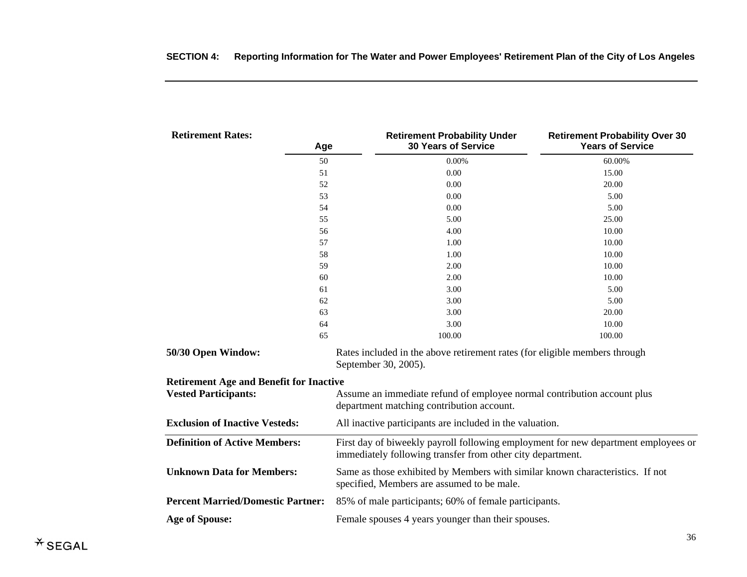**Retirement Rates:**

| Age | Retirement Probability Under 30 Years of Service | Retirement Probability Over 30 Years of Service |
|---|---|---|
| 50 | 0.00% | 60.00% |
| 51 | 0.00 | 15.00 |
| 52 | 0.00 | 20.00 |
| 53 | 0.00 | 5.00 |
| 54 | 0.00 | 5.00 |
| 55 | 5.00 | 25.00 |
| 56 | 4.00 | 10.00 |
| 57 | 1.00 | 10.00 |
| 58 | 1.00 | 10.00 |
| 59 | 2.00 | 10.00 |
| 60 | 2.00 | 10.00 |
| 61 | 3.00 | 5.00 |
| 62 | 3.00 | 5.00 |
| 63 | 3.00 | 20.00 |
| 64 | 3.00 | 10.00 |
| 65 | 100.00 | 100.00 |

**50/30 Open Window:** Rates included in the above retirement rates (for eligible members through September 30, 2005).

**Retirement Age and Benefit for Inactive Vested Participants:** Assume an immediate refund of employee normal contribution account plus department matching contribution account.

**Exclusion of Inactive Vesteds:** All inactive participants are included in the valuation.

**Definition of Active Members:** First day of biweekly payroll following employment for new department employees or immediately following transfer from other city department.

**Unknown Data for Members:** Same as those exhibited by Members with similar known characteristics. If not specified, Members are assumed to be male.

**Percent Married/Domestic Partner:** 85% of male participants; 60% of female participants.

**Age of Spouse:** Female spouses 4 years younger than their spouses.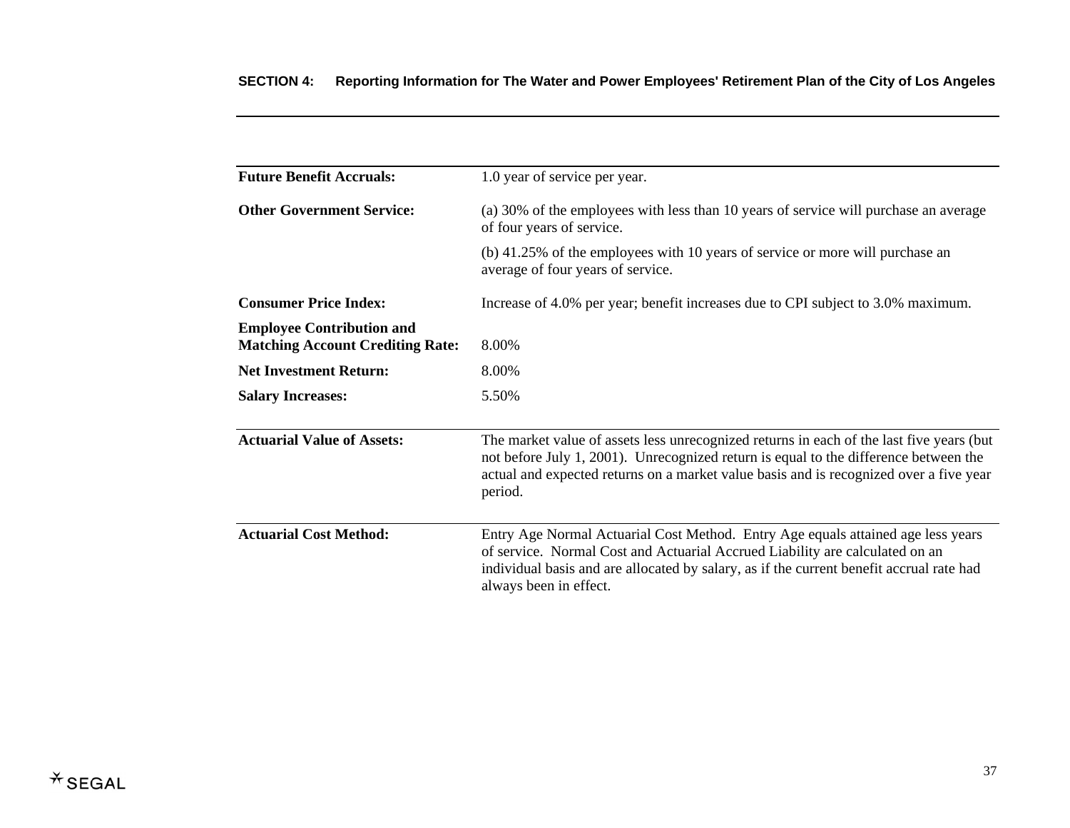| | |
|---|---|
| **Future Benefit Accruals:** | 1.0 year of service per year. |
| **Other Government Service:** | (a) 30% of the employees with less than 10 years of service will purchase an average of four years of service.<br>(b) 41.25% of the employees with 10 years of service or more will purchase an average of four years of service. |
| **Consumer Price Index:** | Increase of 4.0% per year; benefit increases due to CPI subject to 3.0% maximum. |
| **Employee Contribution and Matching Account Crediting Rate:** | 8.00% |
| **Net Investment Return:** | 8.00% |
| **Salary Increases:** | 5.50% |
| **Actuarial Value of Assets:** | The market value of assets less unrecognized returns in each of the last five years (but not before July 1, 2001). Unrecognized return is equal to the difference between the actual and expected returns on a market value basis and is recognized over a five year period. |
| **Actuarial Cost Method:** | Entry Age Normal Actuarial Cost Method. Entry Age equals attained age less years of service. Normal Cost and Actuarial Accrued Liability are calculated on an individual basis and are allocated by salary, as if the current benefit accrual rate had always been in effect. |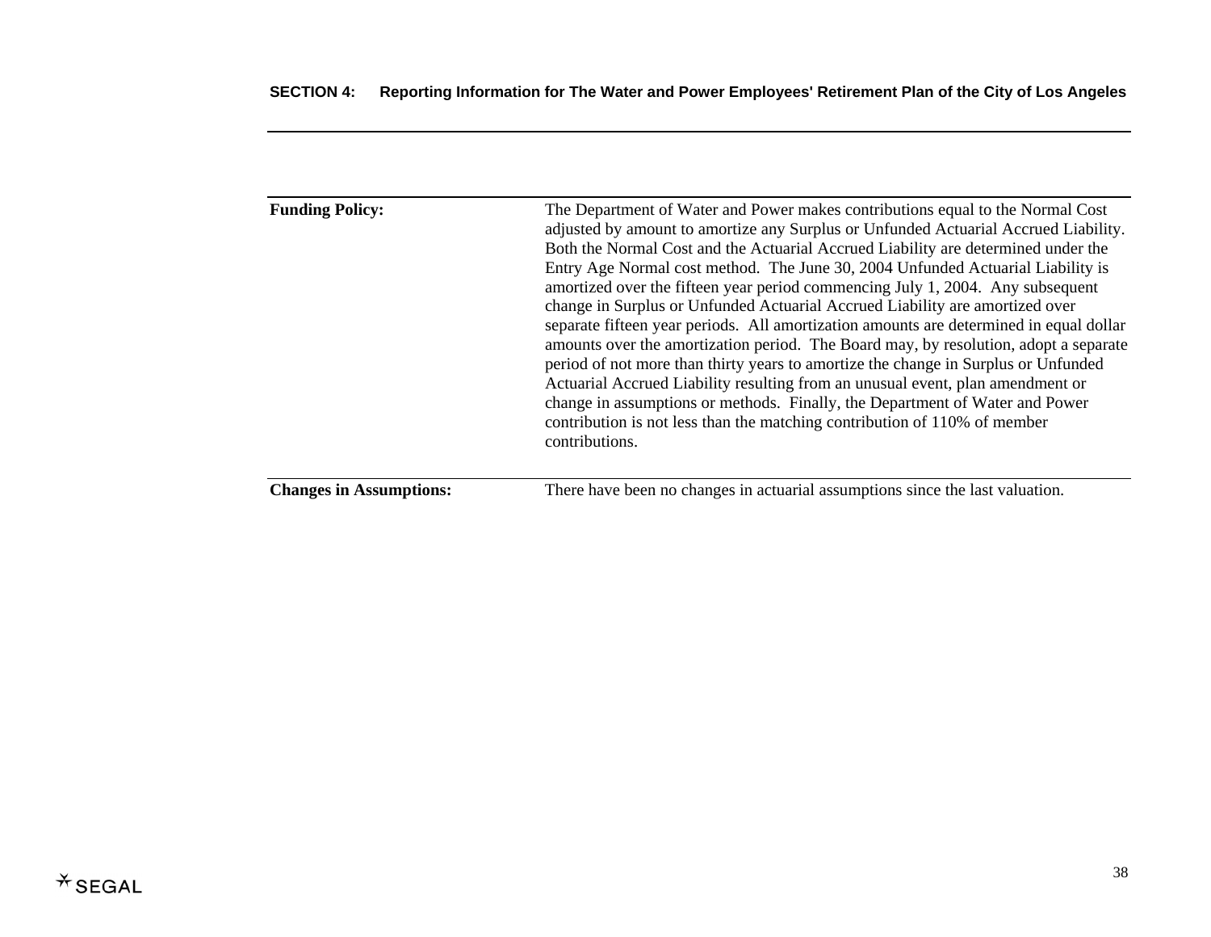## SECTION 4: Reporting Information for The Water and Power Employees' Retirement Plan of the City of Los Angeles

| | |
|---|---|
| **Funding Policy:** | The Department of Water and Power makes contributions equal to the Normal Cost adjusted by amount to amortize any Surplus or Unfunded Actuarial Accrued Liability. Both the Normal Cost and the Actuarial Accrued Liability are determined under the Entry Age Normal cost method. The June 30, 2004 Unfunded Actuarial Liability is amortized over the fifteen year period commencing July 1, 2004. Any subsequent change in Surplus or Unfunded Actuarial Accrued Liability are amortized over separate fifteen year periods. All amortization amounts are determined in equal dollar amounts over the amortization period. The Board may, by resolution, adopt a separate period of not more than thirty years to amortize the change in Surplus or Unfunded Actuarial Accrued Liability resulting from an unusual event, plan amendment or change in assumptions or methods. Finally, the Department of Water and Power contribution is not less than the matching contribution of 110% of member contributions. |
| **Changes in Assumptions:** | There have been no changes in actuarial assumptions since the last valuation. |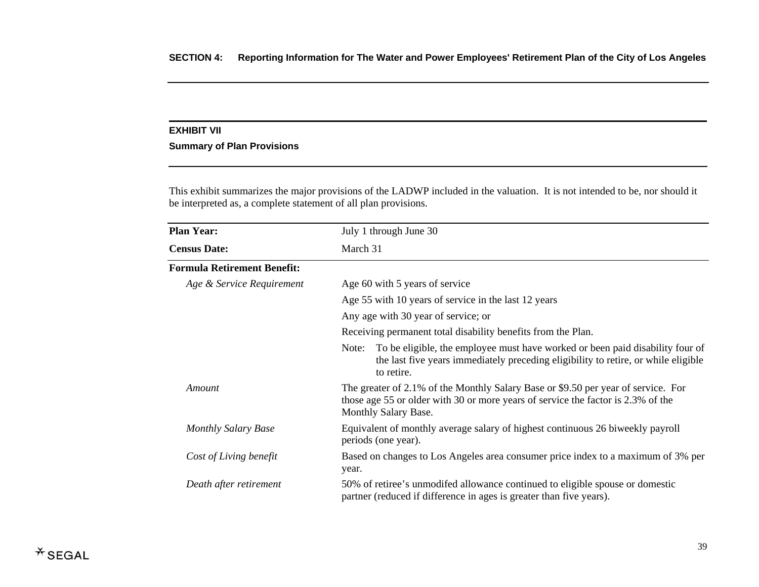## SECTION 4: Reporting Information for The Water and Power Employees' Retirement Plan of the City of Los Angeles

### EXHIBIT VII

**Summary of Plan Provisions**

This exhibit summarizes the major provisions of the LADWP included in the valuation. It is not intended to be, nor should it be interpreted as, a complete statement of all plan provisions.

| | |
|---|---|
| **Plan Year:** | July 1 through June 30 |
| **Census Date:** | March 31 |
| **Formula Retirement Benefit:** | |
| *Age & Service Requirement* | Age 60 with 5 years of service |
| | Age 55 with 10 years of service in the last 12 years |
| | Any age with 30 year of service; or |
| | Receiving permanent total disability benefits from the Plan. |
| | Note: To be eligible, the employee must have worked or been paid disability four of the last five years immediately preceding eligibility to retire, or while eligible to retire. |
| *Amount* | The greater of 2.1% of the Monthly Salary Base or $9.50 per year of service. For those age 55 or older with 30 or more years of service the factor is 2.3% of the Monthly Salary Base. |
| *Monthly Salary Base* | Equivalent of monthly average salary of highest continuous 26 biweekly payroll periods (one year). |
| *Cost of Living benefit* | Based on changes to Los Angeles area consumer price index to a maximum of 3% per year. |
| *Death after retirement* | 50% of retiree's unmodifed allowance continued to eligible spouse or domestic partner (reduced if difference in ages is greater than five years). |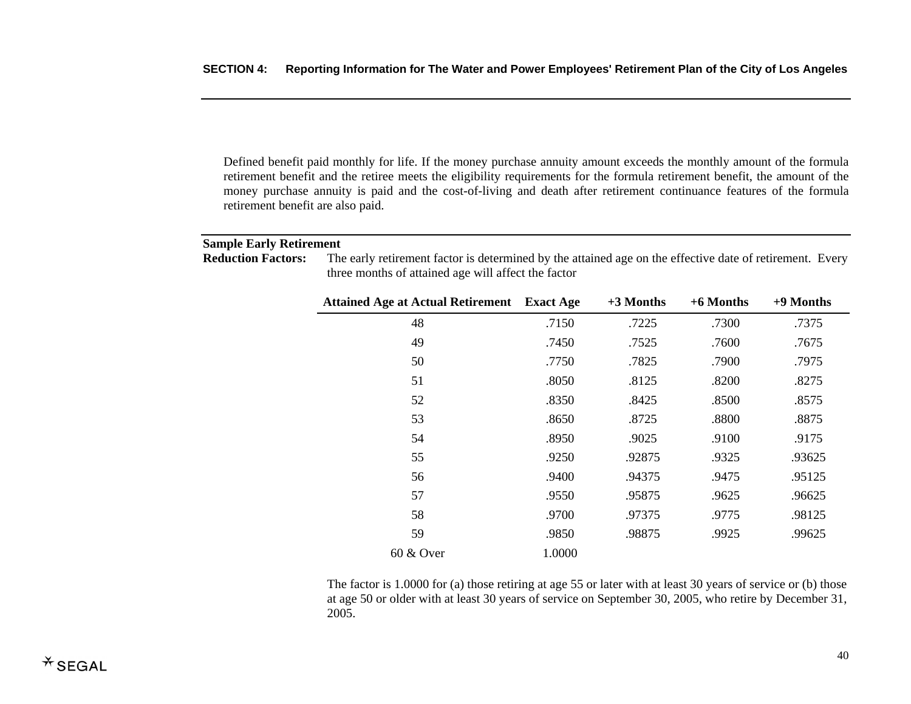Defined benefit paid monthly for life. If the money purchase annuity amount exceeds the monthly amount of the formula retirement benefit and the retiree meets the eligibility requirements for the formula retirement benefit, the amount of the money purchase annuity is paid and the cost-of-living and death after retirement continuance features of the formula retirement benefit are also paid.

**Sample Early Retirement Reduction Factors:** The early retirement factor is determined by the attained age on the effective date of retirement. Every three months of attained age will affect the factor

| Attained Age at Actual Retirement | Exact Age | +3 Months | +6 Months | +9 Months |
|---|---|---|---|---|
| 48 | .7150 | .7225 | .7300 | .7375 |
| 49 | .7450 | .7525 | .7600 | .7675 |
| 50 | .7750 | .7825 | .7900 | .7975 |
| 51 | .8050 | .8125 | .8200 | .8275 |
| 52 | .8350 | .8425 | .8500 | .8575 |
| 53 | .8650 | .8725 | .8800 | .8875 |
| 54 | .8950 | .9025 | .9100 | .9175 |
| 55 | .9250 | .92875 | .9325 | .93625 |
| 56 | .9400 | .94375 | .9475 | .95125 |
| 57 | .9550 | .95875 | .9625 | .96625 |
| 58 | .9700 | .97375 | .9775 | .98125 |
| 59 | .9850 | .98875 | .9925 | .99625 |
| 60 & Over | 1.0000 | | | |

The factor is 1.0000 for (a) those retiring at age 55 or later with at least 30 years of service or (b) those at age 50 or older with at least 30 years of service on September 30, 2005, who retire by December 31, 2005.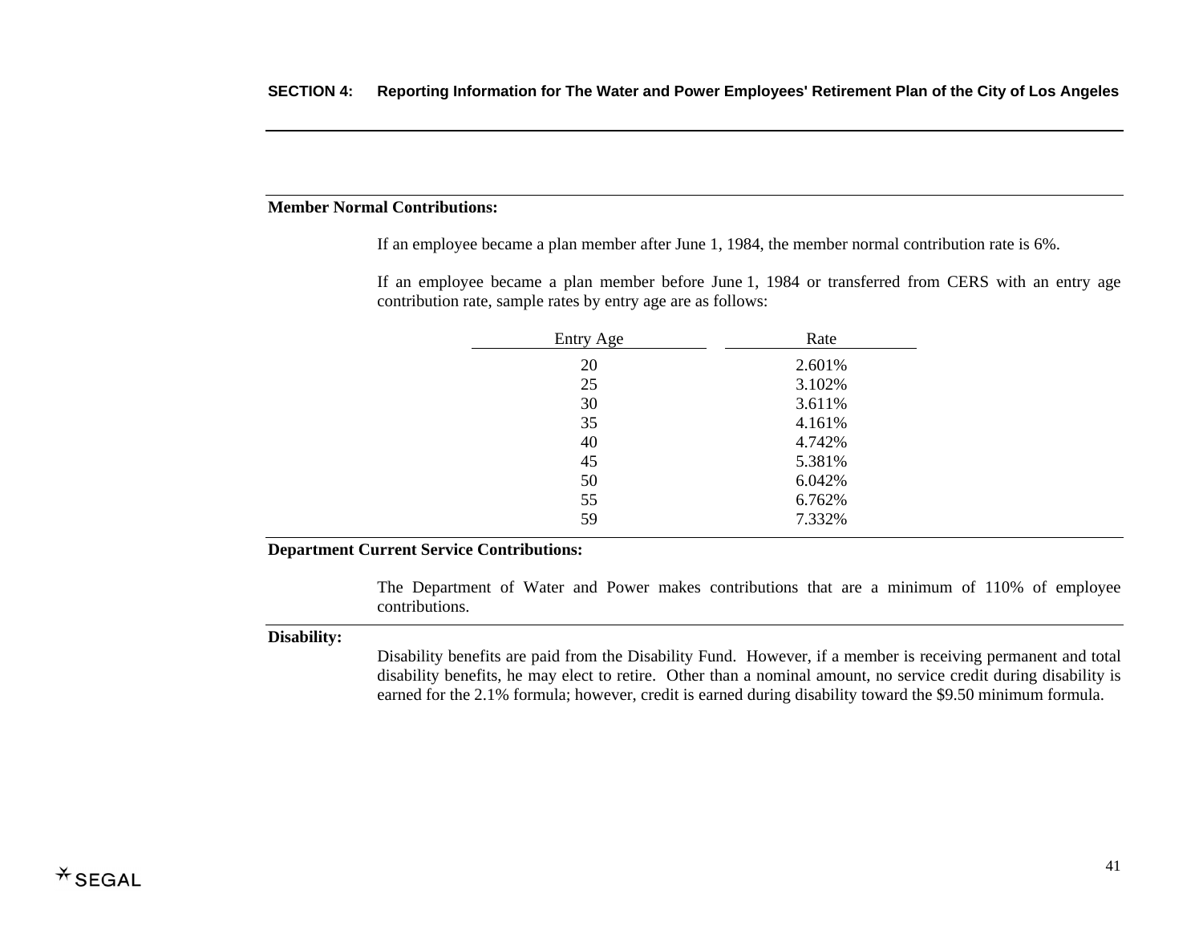**Member Normal Contributions:**

If an employee became a plan member after June 1, 1984, the member normal contribution rate is 6%.

If an employee became a plan member before June 1, 1984 or transferred from CERS with an entry age contribution rate, sample rates by entry age are as follows:

| Entry Age | Rate |
|---|---|
| 20 | 2.601% |
| 25 | 3.102% |
| 30 | 3.611% |
| 35 | 4.161% |
| 40 | 4.742% |
| 45 | 5.381% |
| 50 | 6.042% |
| 55 | 6.762% |
| 59 | 7.332% |

**Department Current Service Contributions:**

The Department of Water and Power makes contributions that are a minimum of 110% of employee contributions.

**Disability:**

Disability benefits are paid from the Disability Fund. However, if a member is receiving permanent and total disability benefits, he may elect to retire. Other than a nominal amount, no service credit during disability is earned for the 2.1% formula; however, credit is earned during disability toward the $9.50 minimum formula.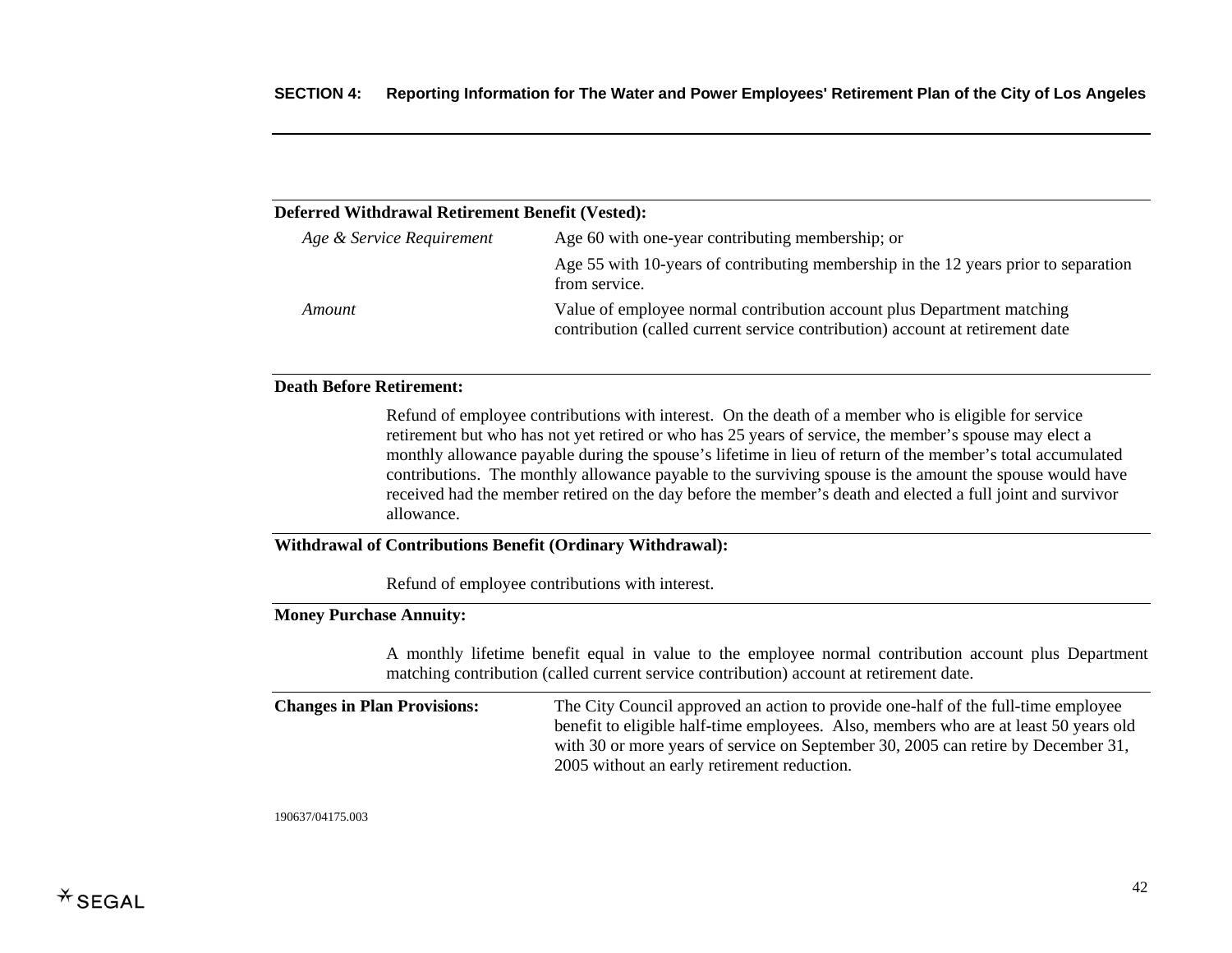**Deferred Withdrawal Retirement Benefit (Vested):**

| | |
|---|---|
| *Age & Service Requirement* | Age 60 with one-year contributing membership; or |
| | Age 55 with 10-years of contributing membership in the 12 years prior to separation from service. |
| *Amount* | Value of employee normal contribution account plus Department matching contribution (called current service contribution) account at retirement date |

**Death Before Retirement:**

Refund of employee contributions with interest. On the death of a member who is eligible for service retirement but who has not yet retired or who has 25 years of service, the member's spouse may elect a monthly allowance payable during the spouse's lifetime in lieu of return of the member's total accumulated contributions. The monthly allowance payable to the surviving spouse is the amount the spouse would have received had the member retired on the day before the member's death and elected a full joint and survivor allowance.

**Withdrawal of Contributions Benefit (Ordinary Withdrawal):**

Refund of employee contributions with interest.

**Money Purchase Annuity:**

A monthly lifetime benefit equal in value to the employee normal contribution account plus Department matching contribution (called current service contribution) account at retirement date.

**Changes in Plan Provisions:** The City Council approved an action to provide one-half of the full-time employee benefit to eligible half-time employees. Also, members who are at least 50 years old with 30 or more years of service on September 30, 2005 can retire by December 31, 2005 without an early retirement reduction.

190637/04175.003